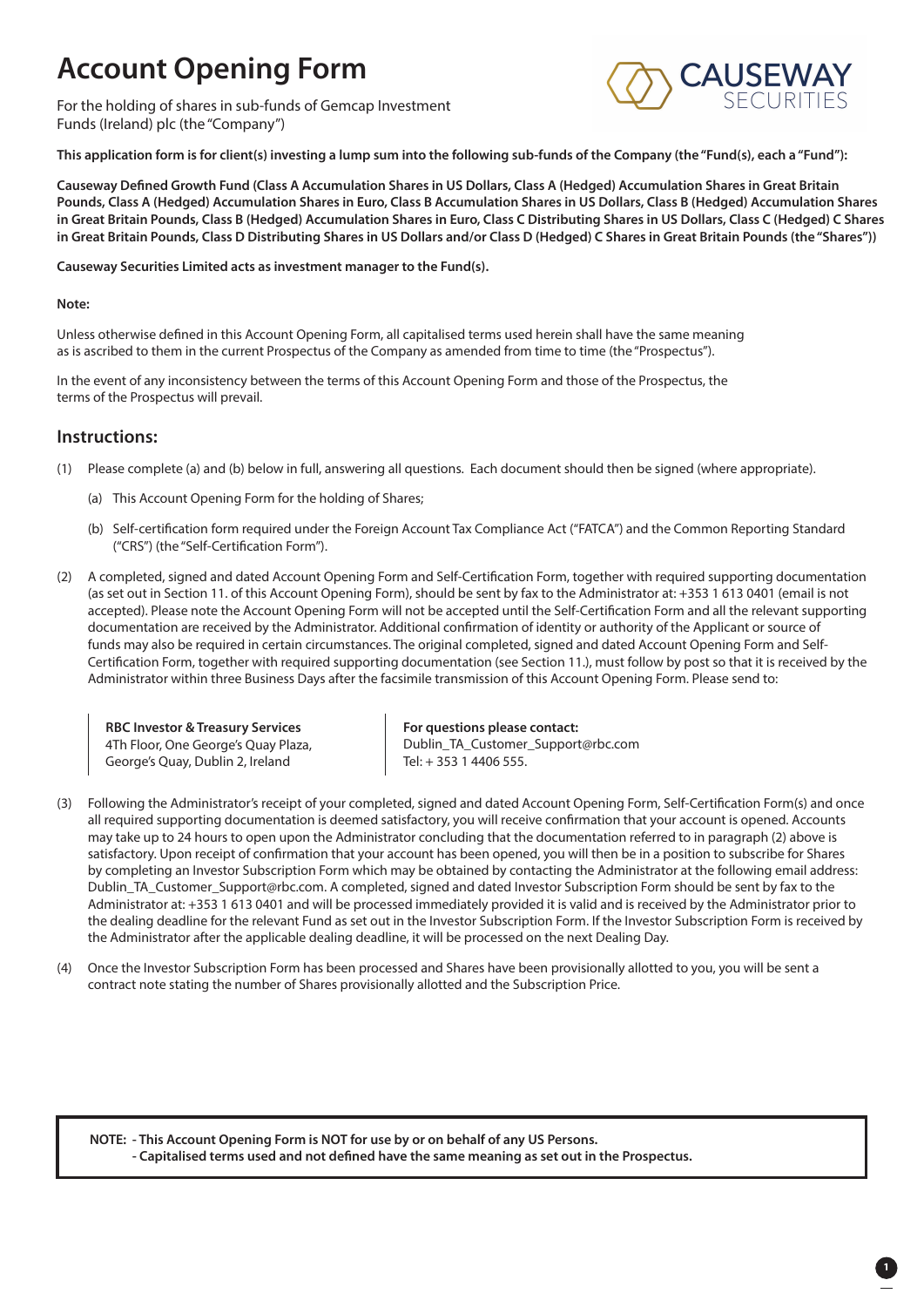# Account Opening Form

For the holding of shares in sub-funds of Gemcap Investment Funds (Ireland) plc (the "Company")

CAUSEWAY SECURITIES

**This application form is for client(s) investing a lump sum into the following sub-funds of the Company (the "Fund(s), each a "Fund"):**

**Causeway Defined Growth Fund (Class A Accumulation Shares in US Dollars, Class A (Hedged) Accumulation Shares in Great Britain Pounds, Class A (Hedged) Accumulation Shares in Euro, Class B Accumulation Shares in US Dollars, Class B (Hedged) Accumulation Shares in Great Britain Pounds, Class B (Hedged) Accumulation Shares in Euro, Class C Distributing Shares in US Dollars, Class C (Hedged) C Shares in Great Britain Pounds, Class D Distributing Shares in US Dollars and/or Class D (Hedged) C Shares in Great Britain Pounds (the "Shares"))**

**Causeway Securities Limited acts as investment manager to the Fund(s).**

**Note:**

Unless otherwise defined in this Account Opening Form, all capitalised terms used herein shall have the same meaning as is ascribed to them in the current Prospectus of the Company as amended from time to time (the "Prospectus").

In the event of any inconsistency between the terms of this Account Opening Form and those of the Prospectus, the terms of the Prospectus will prevail.

## Instructions:

(1) Please complete (a) and (b) below in full, answering all questions. Each document should then be signed (where appropriate).

(a) This Account Opening Form for the holding of Shares;

(b) Self-certification form required under the Foreign Account Tax Compliance Act ("FATCA") and the Common Reporting Standard ("CRS") (the "Self-Certification Form").

(2) A completed, signed and dated Account Opening Form and Self-Certification Form, together with required supporting documentation (as set out in Section 11. of this Account Opening Form), should be sent by fax to the Administrator at: +353 1 613 0401 (email is not accepted). Please note the Account Opening Form will not be accepted until the Self-Certification Form and all the relevant supporting documentation are received by the Administrator. Additional confirmation of identity or authority of the Applicant or source of funds may also be required in certain circumstances. The original completed, signed and dated Account Opening Form and Self-Certification Form, together with required supporting documentation (see Section 11.), must follow by post so that it is received by the Administrator within three Business Days after the facsimile transmission of this Account Opening Form. Please send to:

**RBC Investor & Treasury Services**
4Th Floor, One George's Quay Plaza,
George's Quay, Dublin 2, Ireland

**For questions please contact:**
Dublin_TA_Customer_Support@rbc.com
Tel: + 353 1 4406 555.

(3) Following the Administrator's receipt of your completed, signed and dated Account Opening Form, Self-Certification Form(s) and once all required supporting documentation is deemed satisfactory, you will receive confirmation that your account is opened. Accounts may take up to 24 hours to open upon the Administrator concluding that the documentation referred to in paragraph (2) above is satisfactory. Upon receipt of confirmation that your account has been opened, you will then be in a position to subscribe for Shares by completing an Investor Subscription Form which may be obtained by contacting the Administrator at the following email address: Dublin_TA_Customer_Support@rbc.com. A completed, signed and dated Investor Subscription Form should be sent by fax to the Administrator at: +353 1 613 0401 and will be processed immediately provided it is valid and is received by the Administrator prior to the dealing deadline for the relevant Fund as set out in the Investor Subscription Form. If the Investor Subscription Form is received by the Administrator after the applicable dealing deadline, it will be processed on the next Dealing Day.

(4) Once the Investor Subscription Form has been processed and Shares have been provisionally allotted to you, you will be sent a contract note stating the number of Shares provisionally allotted and the Subscription Price.

**NOTE: - This Account Opening Form is NOT for use by or on behalf of any US Persons.**
**- Capitalised terms used and not defined have the same meaning as set out in the Prospectus.**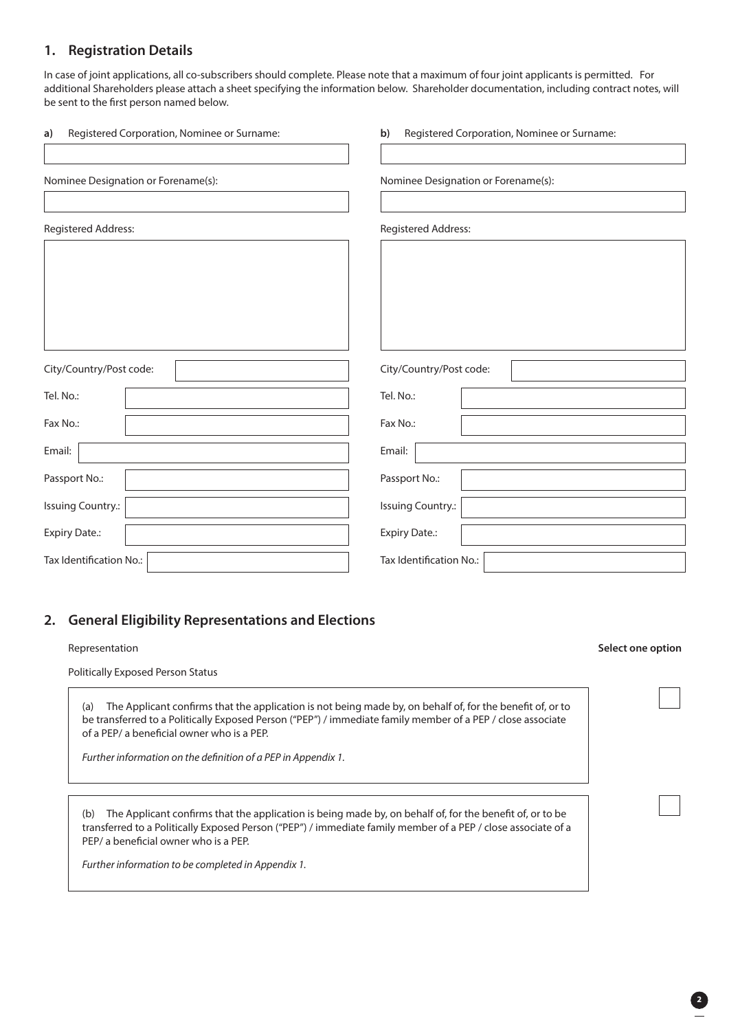## 1. Registration Details

In case of joint applications, all co-subscribers should complete. Please note that a maximum of four joint applicants is permitted. For additional Shareholders please attach a sheet specifying the information below. Shareholder documentation, including contract notes, will be sent to the first person named below.

**a)** Registered Corporation, Nominee or Surname:

Nominee Designation or Forename(s):

Registered Address:

City/Country/Post code:

Tel. No.:

Fax No.:

Email:

Passport No.:

Issuing Country.:

Expiry Date.:

Tax Identification No.:

**b)** Registered Corporation, Nominee or Surname:

Nominee Designation or Forename(s):

Registered Address:

City/Country/Post code:

Tel. No.:

Fax No.:

Email:

Passport No.:

Issuing Country.:

Expiry Date.:

Tax Identification No.:

## 2. General Eligibility Representations and Elections

| Representation | **Select one option** |
|---|---|
| Politically Exposed Person Status | |
| (a) The Applicant confirms that the application is not being made by, on behalf of, for the benefit of, or to be transferred to a Politically Exposed Person ("PEP") / immediate family member of a PEP / close associate of a PEP/ a beneficial owner who is a PEP. *Further information on the definition of a PEP in Appendix 1.* | ☐ |
| (b) The Applicant confirms that the application is being made by, on behalf of, for the benefit of, or to be transferred to a Politically Exposed Person ("PEP") / immediate family member of a PEP / close associate of a PEP/ a beneficial owner who is a PEP. *Further information to be completed in Appendix 1.* | ☐ |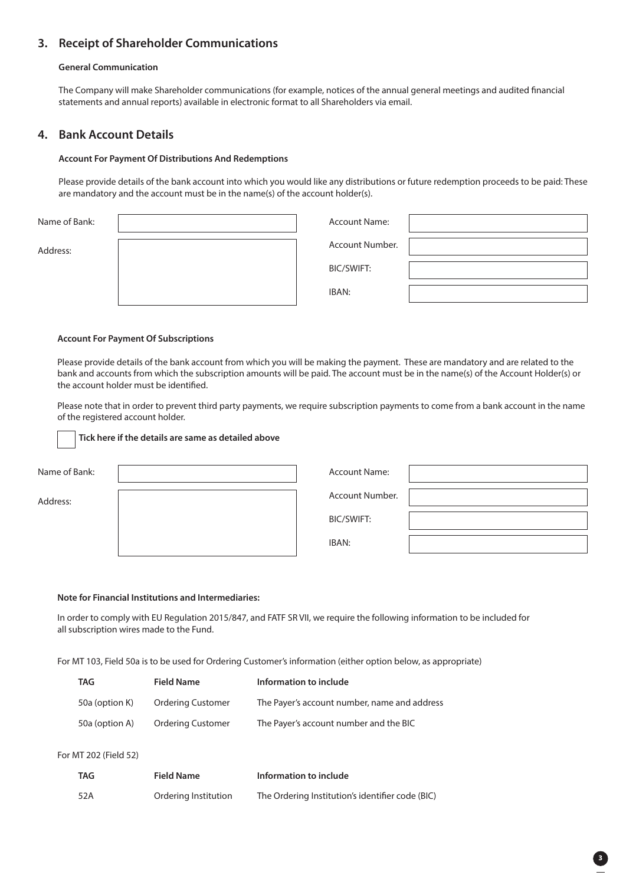## 3. Receipt of Shareholder Communications

**General Communication**

The Company will make Shareholder communications (for example, notices of the annual general meetings and audited financial statements and annual reports) available in electronic format to all Shareholders via email.

## 4. Bank Account Details

**Account For Payment Of Distributions And Redemptions**

Please provide details of the bank account into which you would like any distributions or future redemption proceeds to be paid: These are mandatory and the account must be in the name(s) of the account holder(s).

| | | | |
|---|---|---|---|
| Name of Bank: | | Account Name: | |
| Address: | | Account Number. | |
| | | BIC/SWIFT: | |
| | | IBAN: | |

**Account For Payment Of Subscriptions**

Please provide details of the bank account from which you will be making the payment. These are mandatory and are related to the bank and accounts from which the subscription amounts will be paid. The account must be in the name(s) of the Account Holder(s) or the account holder must be identified.

Please note that in order to prevent third party payments, we require subscription payments to come from a bank account in the name of the registered account holder.

☐ **Tick here if the details are same as detailed above**

| | | | |
|---|---|---|---|
| Name of Bank: | | Account Name: | |
| Address: | | Account Number. | |
| | | BIC/SWIFT: | |
| | | IBAN: | |

**Note for Financial Institutions and Intermediaries:**

In order to comply with EU Regulation 2015/847, and FATF SR VII, we require the following information to be included for all subscription wires made to the Fund.

For MT 103, Field 50a is to be used for Ordering Customer's information (either option below, as appropriate)

| TAG | Field Name | Information to include |
|---|---|---|
| 50a (option K) | Ordering Customer | The Payer's account number, name and address |
| 50a (option A) | Ordering Customer | The Payer's account number and the BIC |

For MT 202 (Field 52)

| TAG | Field Name | Information to include |
|---|---|---|
| 52A | Ordering Institution | The Ordering Institution's identifier code (BIC) |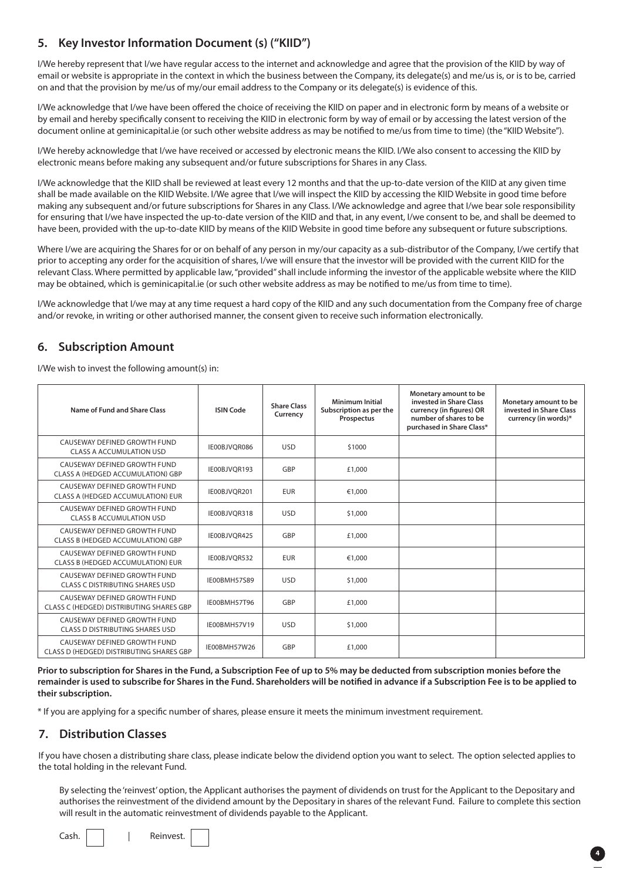## 5. Key Investor Information Document (s) ("KIID")

I/We hereby represent that I/we have regular access to the internet and acknowledge and agree that the provision of the KIID by way of email or website is appropriate in the context in which the business between the Company, its delegate(s) and me/us is, or is to be, carried on and that the provision by me/us of my/our email address to the Company or its delegate(s) is evidence of this.

I/We acknowledge that I/we have been offered the choice of receiving the KIID on paper and in electronic form by means of a website or by email and hereby specifically consent to receiving the KIID in electronic form by way of email or by accessing the latest version of the document online at geminicapital.ie (or such other website address as may be notified to me/us from time to time) (the "KIID Website").

I/We hereby acknowledge that I/we have received or accessed by electronic means the KIID. I/We also consent to accessing the KIID by electronic means before making any subsequent and/or future subscriptions for Shares in any Class.

I/We acknowledge that the KIID shall be reviewed at least every 12 months and that the up-to-date version of the KIID at any given time shall be made available on the KIID Website. I/We agree that I/we will inspect the KIID by accessing the KIID Website in good time before making any subsequent and/or future subscriptions for Shares in any Class. I/We acknowledge and agree that I/we bear sole responsibility for ensuring that I/we have inspected the up-to-date version of the KIID and that, in any event, I/we consent to be, and shall be deemed to have been, provided with the up-to-date KIID by means of the KIID Website in good time before any subsequent or future subscriptions.

Where I/we are acquiring the Shares for or on behalf of any person in my/our capacity as a sub-distributor of the Company, I/we certify that prior to accepting any order for the acquisition of shares, I/we will ensure that the investor will be provided with the current KIID for the relevant Class. Where permitted by applicable law, "provided" shall include informing the investor of the applicable website where the KIID may be obtained, which is geminicapital.ie (or such other website address as may be notified to me/us from time to time).

I/We acknowledge that I/we may at any time request a hard copy of the KIID and any such documentation from the Company free of charge and/or revoke, in writing or other authorised manner, the consent given to receive such information electronically.

## 6. Subscription Amount

I/We wish to invest the following amount(s) in:

| Name of Fund and Share Class | ISIN Code | Share Class Currency | Minimum Initial Subscription as per the Prospectus | Monetary amount to be invested in Share Class currency (in figures) OR number of shares to be purchased in Share Class* | Monetary amount to be invested in Share Class currency (in words)* |
|---|---|---|---|---|---|
| CAUSEWAY DEFINED GROWTH FUND CLASS A ACCUMULATION USD | IE00BJVQR086 | USD | $1000 | | |
| CAUSEWAY DEFINED GROWTH FUND CLASS A (HEDGED ACCUMULATION) GBP | IE00BJVQR193 | GBP | £1,000 | | |
| CAUSEWAY DEFINED GROWTH FUND CLASS A (HEDGED ACCUMULATION) EUR | IE00BJVQR201 | EUR | €1,000 | | |
| CAUSEWAY DEFINED GROWTH FUND CLASS B ACCUMULATION USD | IE00BJVQR318 | USD | $1,000 | | |
| CAUSEWAY DEFINED GROWTH FUND CLASS B (HEDGED ACCUMULATION) GBP | IE00BJVQR425 | GBP | £1,000 | | |
| CAUSEWAY DEFINED GROWTH FUND CLASS B (HEDGED ACCUMULATION) EUR | IE00BJVQR532 | EUR | €1,000 | | |
| CAUSEWAY DEFINED GROWTH FUND CLASS C DISTRIBUTING SHARES USD | IE00BMH57S89 | USD | $1,000 | | |
| CAUSEWAY DEFINED GROWTH FUND CLASS C (HEDGED) DISTRIBUTING SHARES GBP | IE00BMH57T96 | GBP | £1,000 | | |
| CAUSEWAY DEFINED GROWTH FUND CLASS D DISTRIBUTING SHARES USD | IE00BMH57V19 | USD | $1,000 | | |
| CAUSEWAY DEFINED GROWTH FUND CLASS D (HEDGED) DISTRIBUTING SHARES GBP | IE00BMH57W26 | GBP | £1,000 | | |

**Prior to subscription for Shares in the Fund, a Subscription Fee of up to 5% may be deducted from subscription monies before the remainder is used to subscribe for Shares in the Fund. Shareholders will be notified in advance if a Subscription Fee is to be applied to their subscription.**

* If you are applying for a specific number of shares, please ensure it meets the minimum investment requirement.

## 7. Distribution Classes

If you have chosen a distributing share class, please indicate below the dividend option you want to select. The option selected applies to the total holding in the relevant Fund.

By selecting the 'reinvest' option, the Applicant authorises the payment of dividends on trust for the Applicant to the Depositary and authorises the reinvestment of the dividend amount by the Depositary in shares of the relevant Fund. Failure to complete this section will result in the automatic reinvestment of dividends payable to the Applicant.

Cash. ☐ | Reinvest. ☐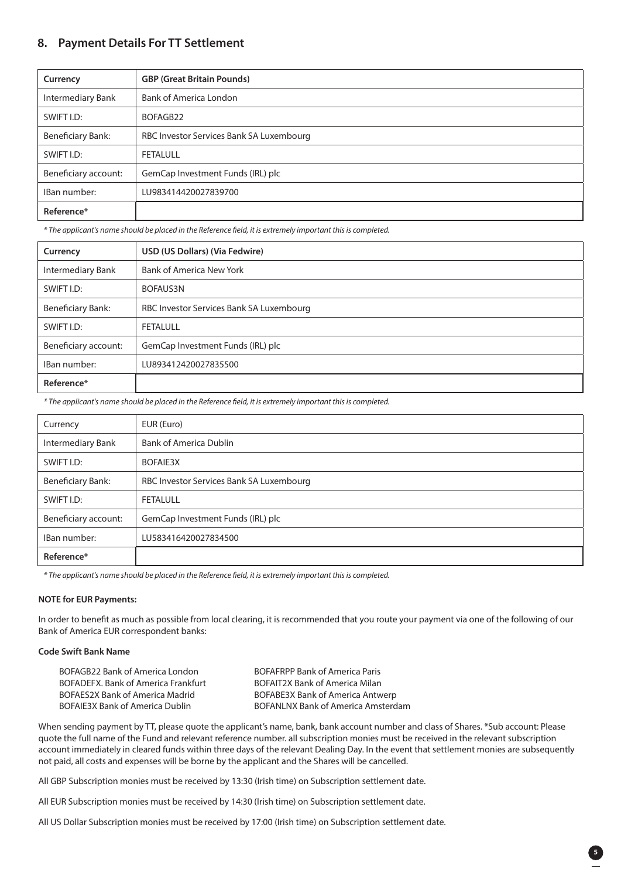## 8. Payment Details For TT Settlement

| Currency | GBP (Great Britain Pounds) |
|---|---|
| Intermediary Bank | Bank of America London |
| SWIFT I.D: | BOFAGB22 |
| Beneficiary Bank: | RBC Investor Services Bank SA Luxembourg |
| SWIFT I.D: | FETALULL |
| Beneficiary account: | GemCap Investment Funds (IRL) plc |
| IBan number: | LU983414420027839700 |
| **Reference*** | |

*\* The applicant's name should be placed in the Reference field, it is extremely important this is completed.*

| Currency | USD (US Dollars) (Via Fedwire) |
|---|---|
| Intermediary Bank | Bank of America New York |
| SWIFT I.D: | BOFAUS3N |
| Beneficiary Bank: | RBC Investor Services Bank SA Luxembourg |
| SWIFT I.D: | FETALULL |
| Beneficiary account: | GemCap Investment Funds (IRL) plc |
| IBan number: | LU893412420027835500 |
| **Reference*** | |

*\* The applicant's name should be placed in the Reference field, it is extremely important this is completed.*

| Currency | EUR (Euro) |
|---|---|
| Intermediary Bank | Bank of America Dublin |
| SWIFT I.D: | BOFAIE3X |
| Beneficiary Bank: | RBC Investor Services Bank SA Luxembourg |
| SWIFT I.D: | FETALULL |
| Beneficiary account: | GemCap Investment Funds (IRL) plc |
| IBan number: | LU583416420027834500 |
| **Reference*** | |

*\* The applicant's name should be placed in the Reference field, it is extremely important this is completed.*

**NOTE for EUR Payments:**

In order to benefit as much as possible from local clearing, it is recommended that you route your payment via one of the following of our Bank of America EUR correspondent banks:

**Code Swift Bank Name**

BOFAGB22 Bank of America London
BOFADEFX. Bank of America Frankfurt
BOFAES2X Bank of America Madrid
BOFAIE3X Bank of America Dublin
BOFAFRPP Bank of America Paris
BOFAIT2X Bank of America Milan
BOFABE3X Bank of America Antwerp
BOFANLNX Bank of America Amsterdam

When sending payment by TT, please quote the applicant's name, bank, bank account number and class of Shares. *Sub account: Please quote the full name of the Fund and relevant reference number. all subscription monies must be received in the relevant subscription account immediately in cleared funds within three days of the relevant Dealing Day. In the event that settlement monies are subsequently not paid, all costs and expenses will be borne by the applicant and the Shares will be cancelled.

All GBP Subscription monies must be received by 13:30 (Irish time) on Subscription settlement date.

All EUR Subscription monies must be received by 14:30 (Irish time) on Subscription settlement date.

All US Dollar Subscription monies must be received by 17:00 (Irish time) on Subscription settlement date.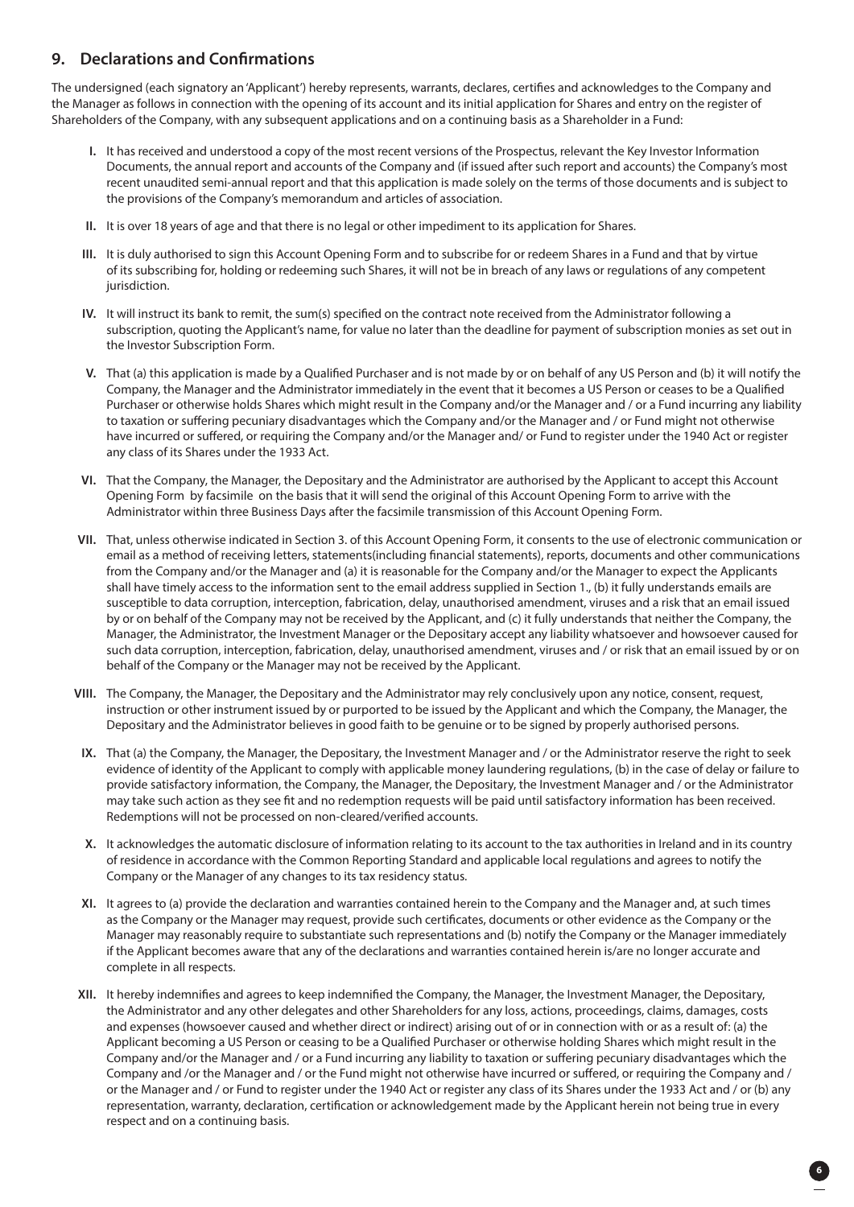## 9. Declarations and Confirmations

The undersigned (each signatory an 'Applicant') hereby represents, warrants, declares, certifies and acknowledges to the Company and the Manager as follows in connection with the opening of its account and its initial application for Shares and entry on the register of Shareholders of the Company, with any subsequent applications and on a continuing basis as a Shareholder in a Fund:

- **I.** It has received and understood a copy of the most recent versions of the Prospectus, relevant the Key Investor Information Documents, the annual report and accounts of the Company and (if issued after such report and accounts) the Company's most recent unaudited semi-annual report and that this application is made solely on the terms of those documents and is subject to the provisions of the Company's memorandum and articles of association.

- **II.** It is over 18 years of age and that there is no legal or other impediment to its application for Shares.

- **III.** It is duly authorised to sign this Account Opening Form and to subscribe for or redeem Shares in a Fund and that by virtue of its subscribing for, holding or redeeming such Shares, it will not be in breach of any laws or regulations of any competent jurisdiction.

- **IV.** It will instruct its bank to remit, the sum(s) specified on the contract note received from the Administrator following a subscription, quoting the Applicant's name, for value no later than the deadline for payment of subscription monies as set out in the Investor Subscription Form.

- **V.** That (a) this application is made by a Qualified Purchaser and is not made by or on behalf of any US Person and (b) it will notify the Company, the Manager and the Administrator immediately in the event that it becomes a US Person or ceases to be a Qualified Purchaser or otherwise holds Shares which might result in the Company and/or the Manager and / or a Fund incurring any liability to taxation or suffering pecuniary disadvantages which the Company and/or the Manager and / or Fund might not otherwise have incurred or suffered, or requiring the Company and/or the Manager and/ or Fund to register under the 1940 Act or register any class of its Shares under the 1933 Act.

- **VI.** That the Company, the Manager, the Depositary and the Administrator are authorised by the Applicant to accept this Account Opening Form by facsimile on the basis that it will send the original of this Account Opening Form to arrive with the Administrator within three Business Days after the facsimile transmission of this Account Opening Form.

- **VII.** That, unless otherwise indicated in Section 3. of this Account Opening Form, it consents to the use of electronic communication or email as a method of receiving letters, statements(including financial statements), reports, documents and other communications from the Company and/or the Manager and (a) it is reasonable for the Company and/or the Manager to expect the Applicants shall have timely access to the information sent to the email address supplied in Section 1., (b) it fully understands emails are susceptible to data corruption, interception, fabrication, delay, unauthorised amendment, viruses and a risk that an email issued by or on behalf of the Company may not be received by the Applicant, and (c) it fully understands that neither the Company, the Manager, the Administrator, the Investment Manager or the Depositary accept any liability whatsoever and howsoever caused for such data corruption, interception, fabrication, delay, unauthorised amendment, viruses and / or risk that an email issued by or on behalf of the Company or the Manager may not be received by the Applicant.

- **VIII.** The Company, the Manager, the Depositary and the Administrator may rely conclusively upon any notice, consent, request, instruction or other instrument issued by or purported to be issued by the Applicant and which the Company, the Manager, the Depositary and the Administrator believes in good faith to be genuine or to be signed by properly authorised persons.

- **IX.** That (a) the Company, the Manager, the Depositary, the Investment Manager and / or the Administrator reserve the right to seek evidence of identity of the Applicant to comply with applicable money laundering regulations, (b) in the case of delay or failure to provide satisfactory information, the Company, the Manager, the Depositary, the Investment Manager and / or the Administrator may take such action as they see fit and no redemption requests will be paid until satisfactory information has been received. Redemptions will not be processed on non-cleared/verified accounts.

- **X.** It acknowledges the automatic disclosure of information relating to its account to the tax authorities in Ireland and in its country of residence in accordance with the Common Reporting Standard and applicable local regulations and agrees to notify the Company or the Manager of any changes to its tax residency status.

- **XI.** It agrees to (a) provide the declaration and warranties contained herein to the Company and the Manager and, at such times as the Company or the Manager may request, provide such certificates, documents or other evidence as the Company or the Manager may reasonably require to substantiate such representations and (b) notify the Company or the Manager immediately if the Applicant becomes aware that any of the declarations and warranties contained herein is/are no longer accurate and complete in all respects.

- **XII.** It hereby indemnifies and agrees to keep indemnified the Company, the Manager, the Investment Manager, the Depositary, the Administrator and any other delegates and other Shareholders for any loss, actions, proceedings, claims, damages, costs and expenses (howsoever caused and whether direct or indirect) arising out of or in connection with or as a result of: (a) the Applicant becoming a US Person or ceasing to be a Qualified Purchaser or otherwise holding Shares which might result in the Company and/or the Manager and / or a Fund incurring any liability to taxation or suffering pecuniary disadvantages which the Company and /or the Manager and / or the Fund might not otherwise have incurred or suffered, or requiring the Company and / or the Manager and / or Fund to register under the 1940 Act or register any class of its Shares under the 1933 Act and / or (b) any representation, warranty, declaration, certification or acknowledgement made by the Applicant herein not being true in every respect and on a continuing basis.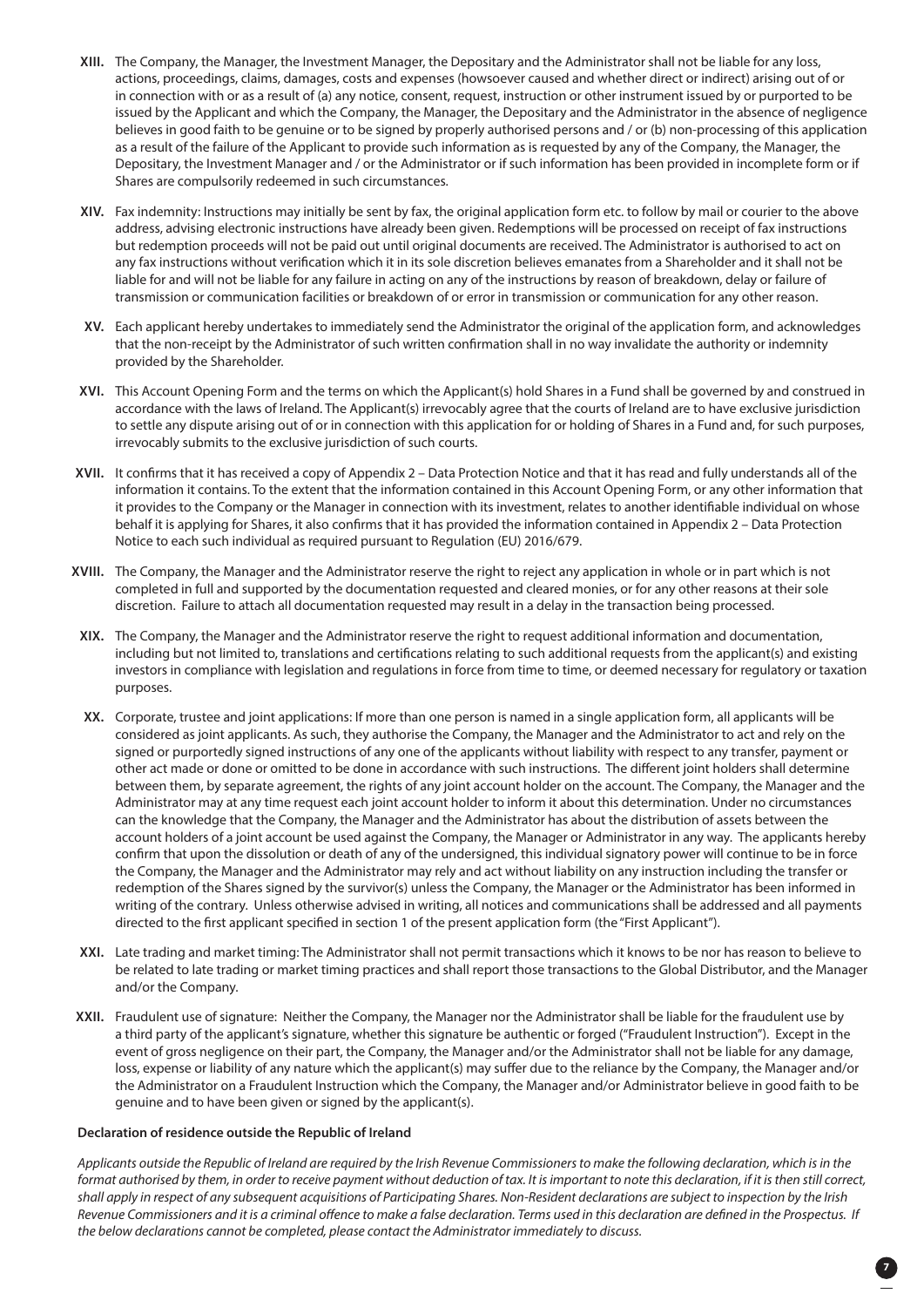XIII. The Company, the Manager, the Investment Manager, the Depositary and the Administrator shall not be liable for any loss, actions, proceedings, claims, damages, costs and expenses (howsoever caused and whether direct or indirect) arising out of or in connection with or as a result of (a) any notice, consent, request, instruction or other instrument issued by or purported to be issued by the Applicant and which the Company, the Manager, the Depositary and the Administrator in the absence of negligence believes in good faith to be genuine or to be signed by properly authorised persons and / or (b) non-processing of this application as a result of the failure of the Applicant to provide such information as is requested by any of the Company, the Manager, the Depositary, the Investment Manager and / or the Administrator or if such information has been provided in incomplete form or if Shares are compulsorily redeemed in such circumstances.

XIV. Fax indemnity: Instructions may initially be sent by fax, the original application form etc. to follow by mail or courier to the above address, advising electronic instructions have already been given. Redemptions will be processed on receipt of fax instructions but redemption proceeds will not be paid out until original documents are received. The Administrator is authorised to act on any fax instructions without verification which it in its sole discretion believes emanates from a Shareholder and it shall not be liable for and will not be liable for any failure in acting on any of the instructions by reason of breakdown, delay or failure of transmission or communication facilities or breakdown of or error in transmission or communication for any other reason.

XV. Each applicant hereby undertakes to immediately send the Administrator the original of the application form, and acknowledges that the non-receipt by the Administrator of such written confirmation shall in no way invalidate the authority or indemnity provided by the Shareholder.

XVI. This Account Opening Form and the terms on which the Applicant(s) hold Shares in a Fund shall be governed by and construed in accordance with the laws of Ireland. The Applicant(s) irrevocably agree that the courts of Ireland are to have exclusive jurisdiction to settle any dispute arising out of or in connection with this application for or holding of Shares in a Fund and, for such purposes, irrevocably submits to the exclusive jurisdiction of such courts.

XVII. It confirms that it has received a copy of Appendix 2 – Data Protection Notice and that it has read and fully understands all of the information it contains. To the extent that the information contained in this Account Opening Form, or any other information that it provides to the Company or the Manager in connection with its investment, relates to another identifiable individual on whose behalf it is applying for Shares, it also confirms that it has provided the information contained in Appendix 2 – Data Protection Notice to each such individual as required pursuant to Regulation (EU) 2016/679.

XVIII. The Company, the Manager and the Administrator reserve the right to reject any application in whole or in part which is not completed in full and supported by the documentation requested and cleared monies, or for any other reasons at their sole discretion. Failure to attach all documentation requested may result in a delay in the transaction being processed.

XIX. The Company, the Manager and the Administrator reserve the right to request additional information and documentation, including but not limited to, translations and certifications relating to such additional requests from the applicant(s) and existing investors in compliance with legislation and regulations in force from time to time, or deemed necessary for regulatory or taxation purposes.

XX. Corporate, trustee and joint applications: If more than one person is named in a single application form, all applicants will be considered as joint applicants. As such, they authorise the Company, the Manager and the Administrator to act and rely on the signed or purportedly signed instructions of any one of the applicants without liability with respect to any transfer, payment or other act made or done or omitted to be done in accordance with such instructions. The different joint holders shall determine between them, by separate agreement, the rights of any joint account holder on the account. The Company, the Manager and the Administrator may at any time request each joint account holder to inform it about this determination. Under no circumstances can the knowledge that the Company, the Manager and the Administrator has about the distribution of assets between the account holders of a joint account be used against the Company, the Manager or Administrator in any way. The applicants hereby confirm that upon the dissolution or death of any of the undersigned, this individual signatory power will continue to be in force the Company, the Manager and the Administrator may rely and act without liability on any instruction including the transfer or redemption of the Shares signed by the survivor(s) unless the Company, the Manager or the Administrator has been informed in writing of the contrary. Unless otherwise advised in writing, all notices and communications shall be addressed and all payments directed to the first applicant specified in section 1 of the present application form (the "First Applicant").

XXI. Late trading and market timing: The Administrator shall not permit transactions which it knows to be nor has reason to believe to be related to late trading or market timing practices and shall report those transactions to the Global Distributor, and the Manager and/or the Company.

XXII. Fraudulent use of signature: Neither the Company, the Manager nor the Administrator shall be liable for the fraudulent use by a third party of the applicant's signature, whether this signature be authentic or forged ("Fraudulent Instruction"). Except in the event of gross negligence on their part, the Company, the Manager and/or the Administrator shall not be liable for any damage, loss, expense or liability of any nature which the applicant(s) may suffer due to the reliance by the Company, the Manager and/or the Administrator on a Fraudulent Instruction which the Company, the Manager and/or Administrator believe in good faith to be genuine and to have been given or signed by the applicant(s).

**Declaration of residence outside the Republic of Ireland**

*Applicants outside the Republic of Ireland are required by the Irish Revenue Commissioners to make the following declaration, which is in the format authorised by them, in order to receive payment without deduction of tax. It is important to note this declaration, if it is then still correct, shall apply in respect of any subsequent acquisitions of Participating Shares. Non-Resident declarations are subject to inspection by the Irish Revenue Commissioners and it is a criminal offence to make a false declaration. Terms used in this declaration are defined in the Prospectus. If the below declarations cannot be completed, please contact the Administrator immediately to discuss.*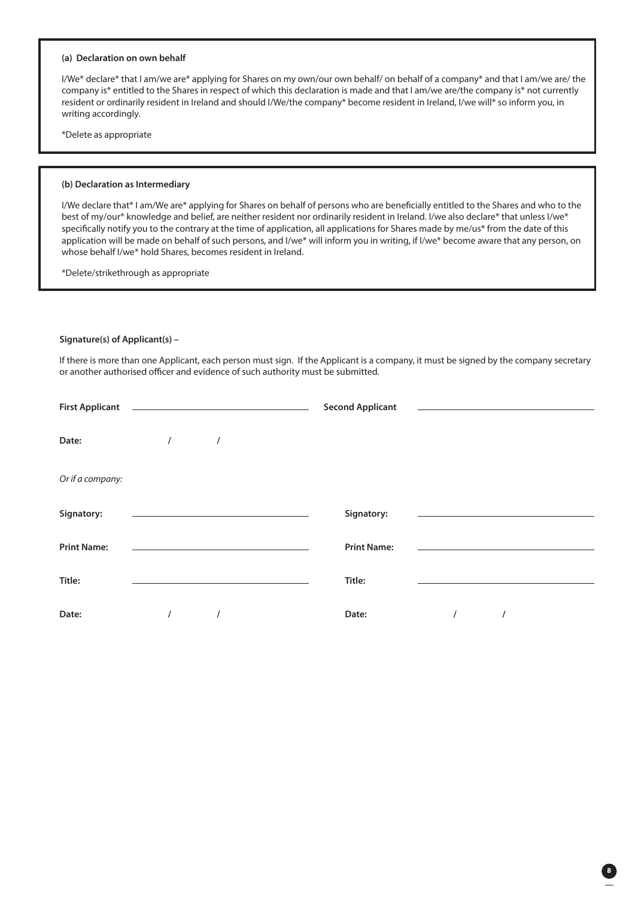**(a) Declaration on own behalf**

I/We* declare* that I am/we are* applying for Shares on my own/our own behalf/ on behalf of a company* and that I am/we are/ the company is* entitled to the Shares in respect of which this declaration is made and that I am/we are/the company is* not currently resident or ordinarily resident in Ireland and should I/We/the company* become resident in Ireland, I/we will* so inform you, in writing accordingly.

*Delete as appropriate

**(b) Declaration as Intermediary**

I/We declare that* I am/We are* applying for Shares on behalf of persons who are beneficially entitled to the Shares and who to the best of my/our* knowledge and belief, are neither resident nor ordinarily resident in Ireland. I/we also declare* that unless I/we* specifically notify you to the contrary at the time of application, all applications for Shares made by me/us* from the date of this application will be made on behalf of such persons, and I/we* will inform you in writing, if I/we* become aware that any person, on whose behalf I/we* hold Shares, becomes resident in Ireland.

*Delete/strikethrough as appropriate

**Signature(s) of Applicant(s) –**

If there is more than one Applicant, each person must sign. If the Applicant is a company, it must be signed by the company secretary or another authorised officer and evidence of such authority must be submitted.

**First Applicant** ______________________ **Second Applicant** ______________________

**Date:** / /

*Or if a company:*

| | | | |
|---|---|---|---|
| **Signatory:** | ______________________ | **Signatory:** | ______________________ |
| **Print Name:** | ______________________ | **Print Name:** | ______________________ |
| **Title:** | ______________________ | **Title:** | ______________________ |
| **Date:** | / / | **Date:** | / / |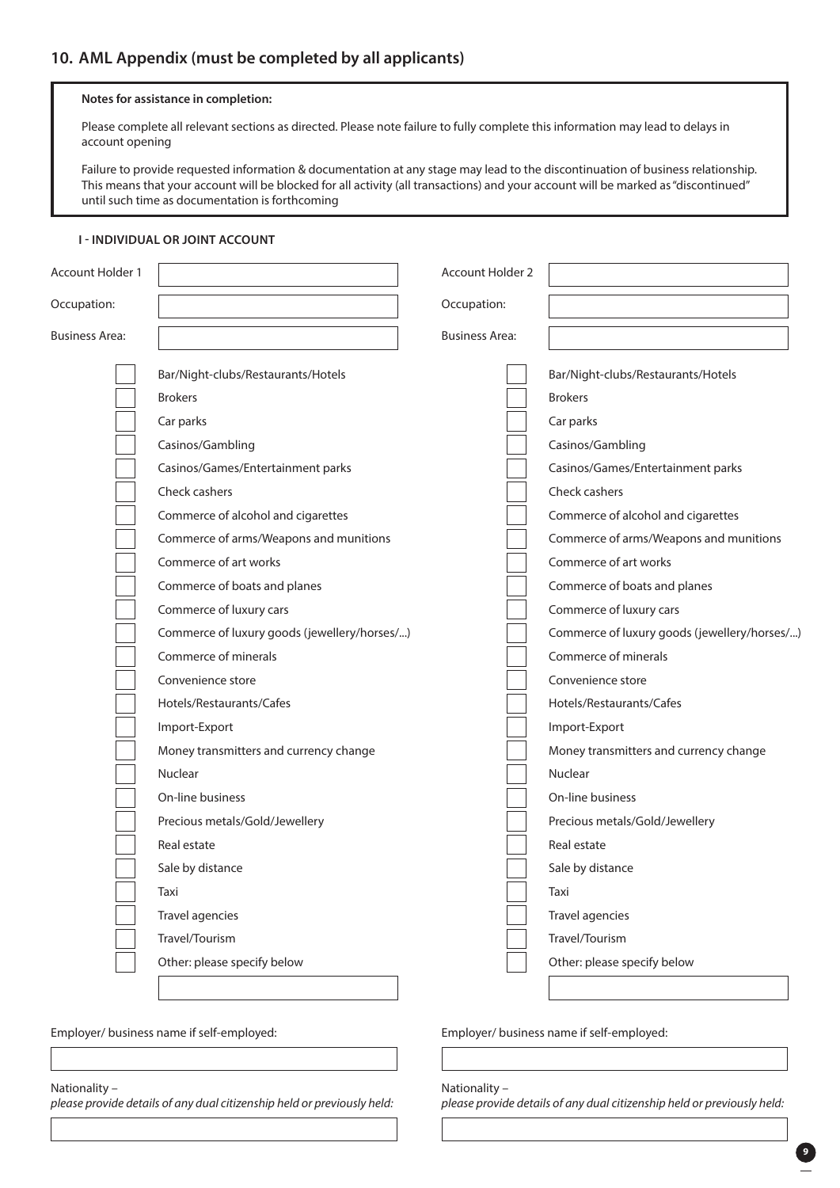## 10. AML Appendix (must be completed by all applicants)

> **Notes for assistance in completion:**
>
> Please complete all relevant sections as directed. Please note failure to fully complete this information may lead to delays in account opening
>
> Failure to provide requested information & documentation at any stage may lead to the discontinuation of business relationship. This means that your account will be blocked for all activity (all transactions) and your account will be marked as "discontinued" until such time as documentation is forthcoming

### I - INDIVIDUAL OR JOINT ACCOUNT

| | Account Holder 1 | Account Holder 2 |
|---|---|---|
| Account Holder | | |
| Occupation: | | |
| Business Area: | | |

**Business Area (Account Holder 1 / Account Holder 2):**

| Account Holder 1 | Account Holder 2 |
|---|---|
| ☐ Bar/Night-clubs/Restaurants/Hotels | ☐ Bar/Night-clubs/Restaurants/Hotels |
| ☐ Brokers | ☐ Brokers |
| ☐ Car parks | ☐ Car parks |
| ☐ Casinos/Gambling | ☐ Casinos/Gambling |
| ☐ Casinos/Games/Entertainment parks | ☐ Casinos/Games/Entertainment parks |
| ☐ Check cashers | ☐ Check cashers |
| ☐ Commerce of alcohol and cigarettes | ☐ Commerce of alcohol and cigarettes |
| ☐ Commerce of arms/Weapons and munitions | ☐ Commerce of arms/Weapons and munitions |
| ☐ Commerce of art works | ☐ Commerce of art works |
| ☐ Commerce of boats and planes | ☐ Commerce of boats and planes |
| ☐ Commerce of luxury cars | ☐ Commerce of luxury cars |
| ☐ Commerce of luxury goods (jewellery/horses/...) | ☐ Commerce of luxury goods (jewellery/horses/...) |
| ☐ Commerce of minerals | ☐ Commerce of minerals |
| ☐ Convenience store | ☐ Convenience store |
| ☐ Hotels/Restaurants/Cafes | ☐ Hotels/Restaurants/Cafes |
| ☐ Import-Export | ☐ Import-Export |
| ☐ Money transmitters and currency change | ☐ Money transmitters and currency change |
| ☐ Nuclear | ☐ Nuclear |
| ☐ On-line business | ☐ On-line business |
| ☐ Precious metals/Gold/Jewellery | ☐ Precious metals/Gold/Jewellery |
| ☐ Real estate | ☐ Real estate |
| ☐ Sale by distance | ☐ Sale by distance |
| ☐ Taxi | ☐ Taxi |
| ☐ Travel agencies | ☐ Travel agencies |
| ☐ Travel/Tourism | ☐ Travel/Tourism |
| ☐ Other: please specify below | ☐ Other: please specify below |
| | |

| Account Holder 1 | Account Holder 2 |
|---|---|
| Employer/ business name if self-employed: | Employer/ business name if self-employed: |
| | |
| Nationality – *please provide details of any dual citizenship held or previously held:* | Nationality – *please provide details of any dual citizenship held or previously held:* |
| | |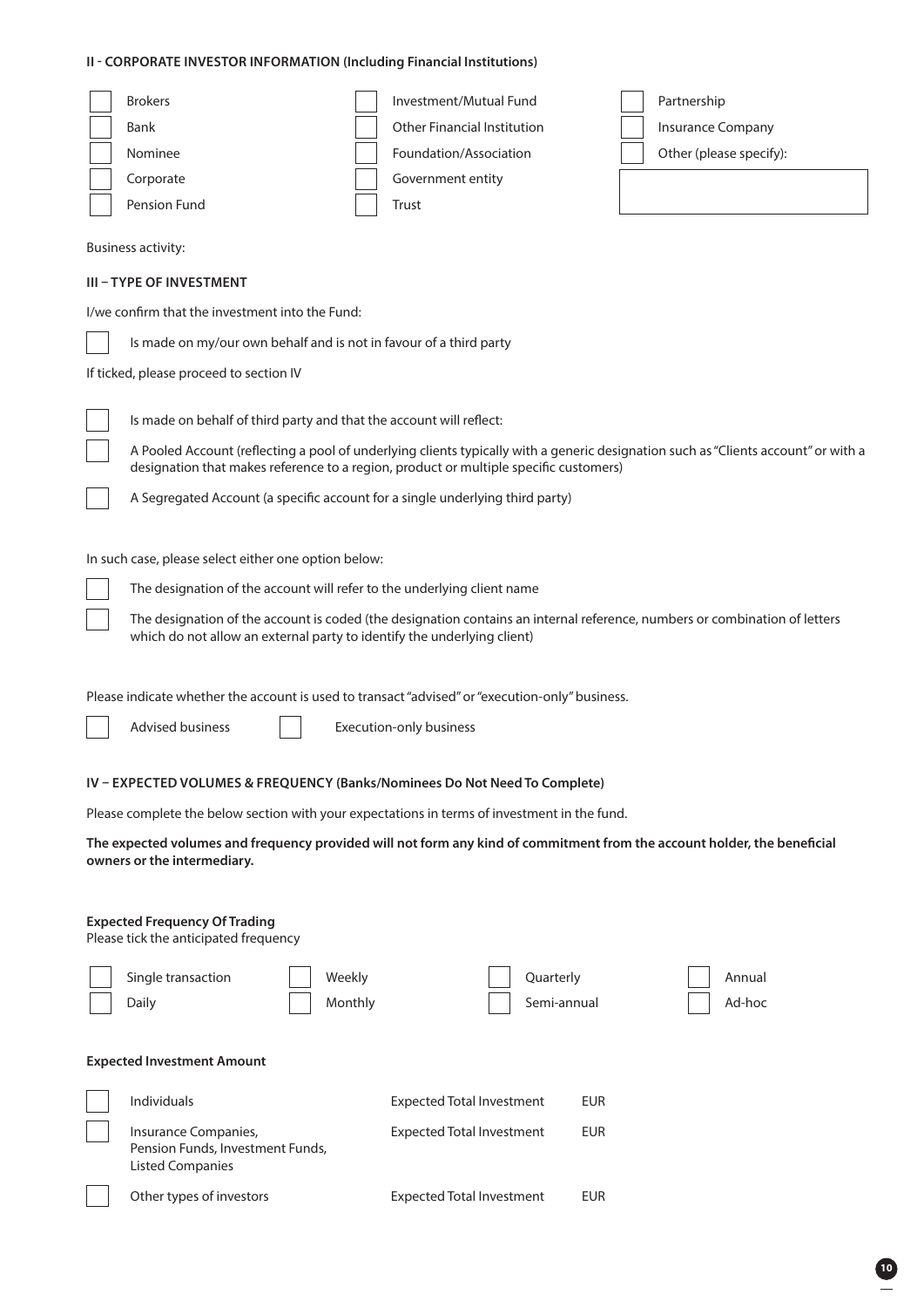## II - CORPORATE INVESTOR INFORMATION (Including Financial Institutions)

- [ ] Brokers
- [ ] Bank
- [ ] Nominee
- [ ] Corporate
- [ ] Pension Fund
- [ ] Investment/Mutual Fund
- [ ] Other Financial Institution
- [ ] Foundation/Association
- [ ] Government entity
- [ ] Trust
- [ ] Partnership
- [ ] Insurance Company
- [ ] Other (please specify):

Business activity:

## III – TYPE OF INVESTMENT

I/we confirm that the investment into the Fund:

- [ ] Is made on my/our own behalf and is not in favour of a third party

If ticked, please proceed to section IV

- [ ] Is made on behalf of third party and that the account will reflect:
- [ ] A Pooled Account (reflecting a pool of underlying clients typically with a generic designation such as "Clients account" or with a designation that makes reference to a region, product or multiple specific customers)
- [ ] A Segregated Account (a specific account for a single underlying third party)

In such case, please select either one option below:

- [ ] The designation of the account will refer to the underlying client name
- [ ] The designation of the account is coded (the designation contains an internal reference, numbers or combination of letters which do not allow an external party to identify the underlying client)

Please indicate whether the account is used to transact "advised" or "execution-only" business.

- [ ] Advised business
- [ ] Execution-only business

## IV – EXPECTED VOLUMES & FREQUENCY (Banks/Nominees Do Not Need To Complete)

Please complete the below section with your expectations in terms of investment in the fund.

**The expected volumes and frequency provided will not form any kind of commitment from the account holder, the beneficial owners or the intermediary.**

**Expected Frequency Of Trading**
Please tick the anticipated frequency

- [ ] Single transaction
- [ ] Daily
- [ ] Weekly
- [ ] Monthly
- [ ] Quarterly
- [ ] Semi-annual
- [ ] Annual
- [ ] Ad-hoc

**Expected Investment Amount**

| | | | |
|---|---|---|---|
| [ ] | Individuals | Expected Total Investment | EUR |
| [ ] | Insurance Companies, Pension Funds, Investment Funds, Listed Companies | Expected Total Investment | EUR |
| [ ] | Other types of investors | Expected Total Investment | EUR |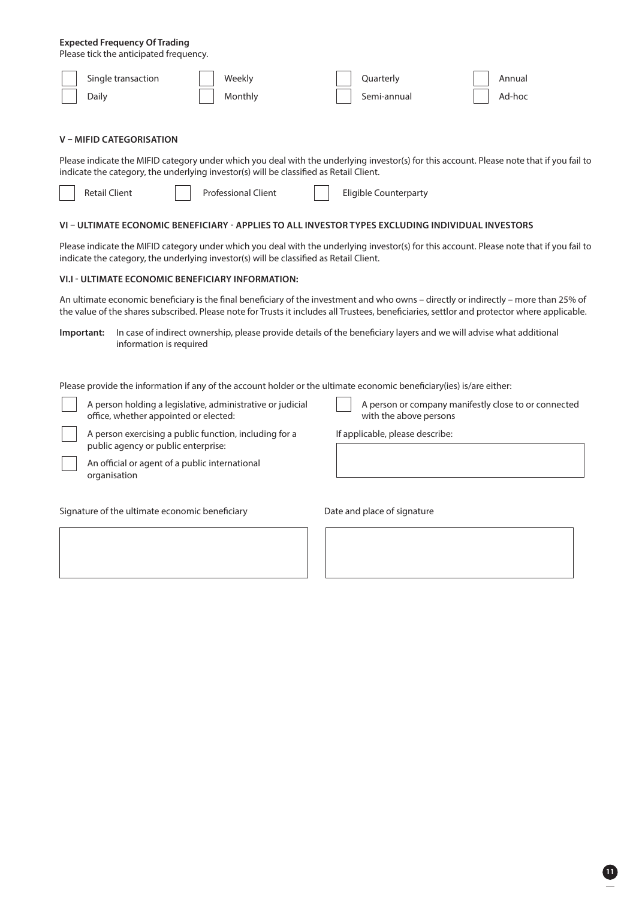**Expected Frequency Of Trading**

Please tick the anticipated frequency.

- ☐ Single transaction
- ☐ Daily
- ☐ Weekly
- ☐ Monthly
- ☐ Quarterly
- ☐ Semi-annual
- ☐ Annual
- ☐ Ad-hoc

**V – MIFID CATEGORISATION**

Please indicate the MIFID category under which you deal with the underlying investor(s) for this account. Please note that if you fail to indicate the category, the underlying investor(s) will be classified as Retail Client.

- ☐ Retail Client
- ☐ Professional Client
- ☐ Eligible Counterparty

**VI – ULTIMATE ECONOMIC BENEFICIARY - APPLIES TO ALL INVESTOR TYPES EXCLUDING INDIVIDUAL INVESTORS**

Please indicate the MIFID category under which you deal with the underlying investor(s) for this account. Please note that if you fail to indicate the category, the underlying investor(s) will be classified as Retail Client.

**VI.I - ULTIMATE ECONOMIC BENEFICIARY INFORMATION:**

An ultimate economic beneficiary is the final beneficiary of the investment and who owns – directly or indirectly – more than 25% of the value of the shares subscribed. Please note for Trusts it includes all Trustees, beneficiaries, settlor and protector where applicable.

**Important:** In case of indirect ownership, please provide details of the beneficiary layers and we will advise what additional information is required

Please provide the information if any of the account holder or the ultimate economic beneficiary(ies) is/are either:

- ☐ A person holding a legislative, administrative or judicial office, whether appointed or elected:
- ☐ A person exercising a public function, including for a public agency or public enterprise:
- ☐ An official or agent of a public international organisation
- ☐ A person or company manifestly close to or connected with the above persons

If applicable, please describe:

Signature of the ultimate economic beneficiary

Date and place of signature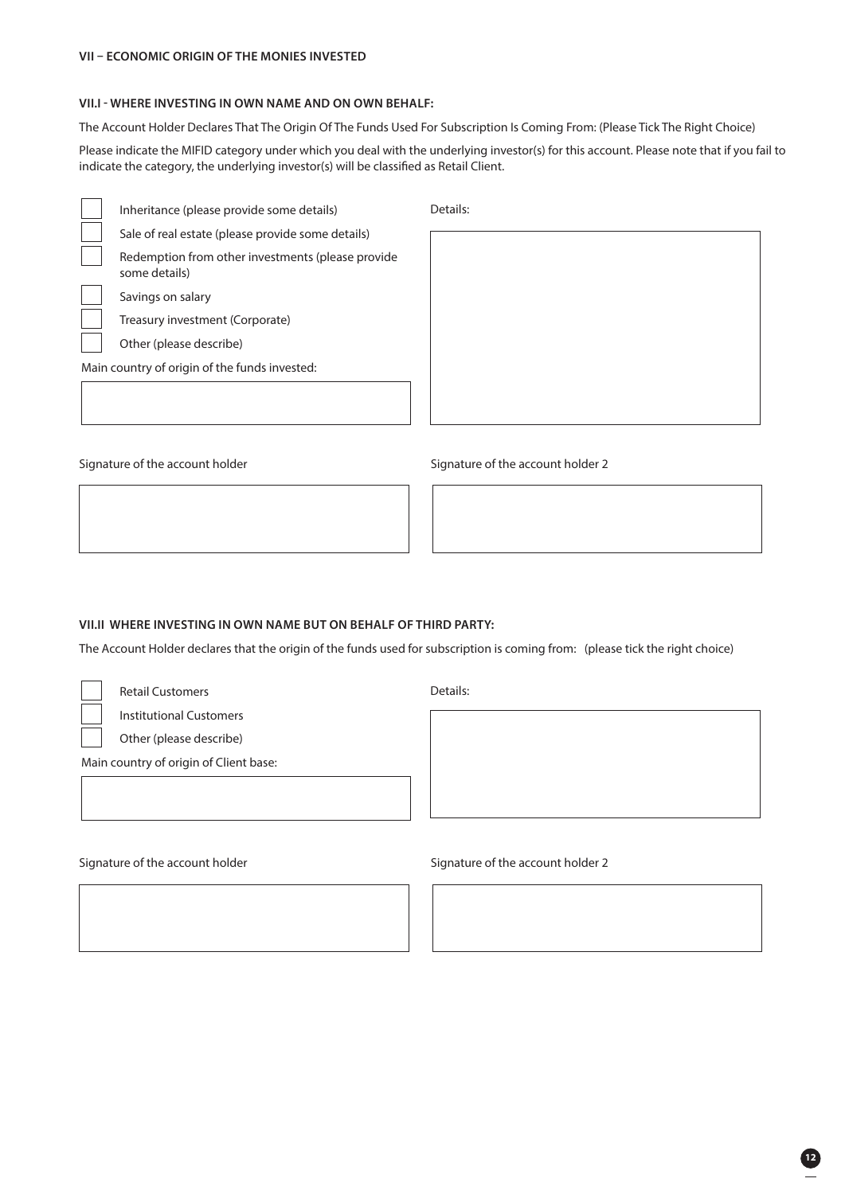## VII – ECONOMIC ORIGIN OF THE MONIES INVESTED

### VII.I - WHERE INVESTING IN OWN NAME AND ON OWN BEHALF:

The Account Holder Declares That The Origin Of The Funds Used For Subscription Is Coming From: (Please Tick The Right Choice)

Please indicate the MIFID category under which you deal with the underlying investor(s) for this account. Please note that if you fail to indicate the category, the underlying investor(s) will be classified as Retail Client.

- ☐ Inheritance (please provide some details)
- ☐ Sale of real estate (please provide some details)
- ☐ Redemption from other investments (please provide some details)
- ☐ Savings on salary
- ☐ Treasury investment (Corporate)
- ☐ Other (please describe)

Details:

Main country of origin of the funds invested:

Signature of the account holder

Signature of the account holder 2

### VII.II WHERE INVESTING IN OWN NAME BUT ON BEHALF OF THIRD PARTY:

The Account Holder declares that the origin of the funds used for subscription is coming from: (please tick the right choice)

- ☐ Retail Customers
- ☐ Institutional Customers
- ☐ Other (please describe)

Details:

Main country of origin of Client base:

Signature of the account holder

Signature of the account holder 2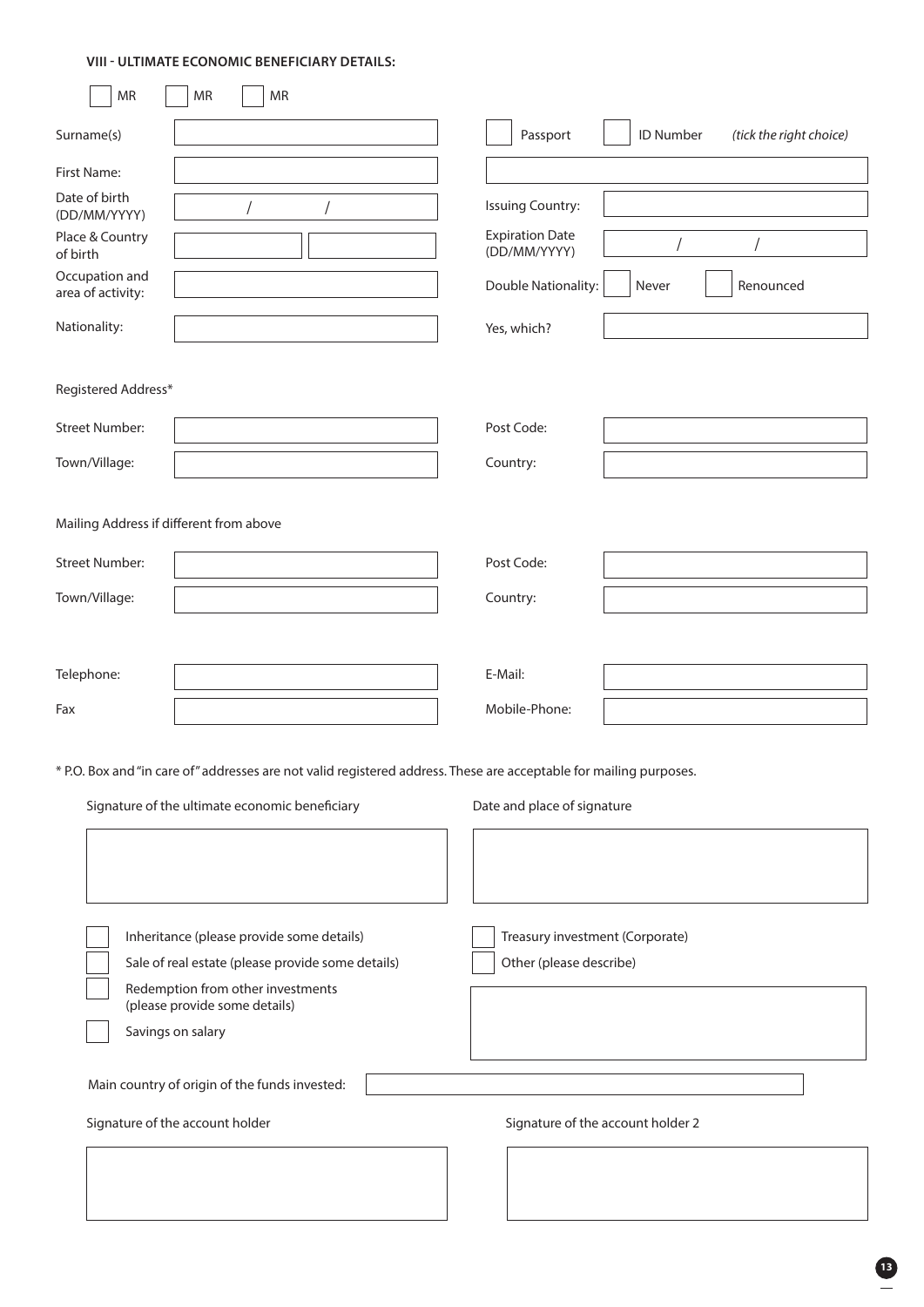### VIII - ULTIMATE ECONOMIC BENEFICIARY DETAILS:

☐ MR ☐ MR ☐ MR

| | | | |
|---|---|---|---|
| Surname(s) | | ☐ Passport ☐ ID Number *(tick the right choice)* | |
| First Name: | | | |
| Date of birth (DD/MM/YYYY) | / / | Issuing Country: | |
| Place & Country of birth | | Expiration Date (DD/MM/YYYY) | / / |
| Occupation and area of activity: | | Double Nationality: | ☐ Never ☐ Renounced |
| Nationality: | | Yes, which? | |

Registered Address*

| | | | |
|---|---|---|---|
| Street Number: | | Post Code: | |
| Town/Village: | | Country: | |

Mailing Address if different from above

| | | | |
|---|---|---|---|
| Street Number: | | Post Code: | |
| Town/Village: | | Country: | |

| | | | |
|---|---|---|---|
| Telephone: | | E-Mail: | |
| Fax | | Mobile-Phone: | |

* P.O. Box and "in care of" addresses are not valid registered address. These are acceptable for mailing purposes.

| Signature of the ultimate economic beneficiary | Date and place of signature |
|---|---|
| | |

☐ Inheritance (please provide some details)

☐ Sale of real estate (please provide some details)

☐ Redemption from other investments (please provide some details)

☐ Savings on salary

☐ Treasury investment (Corporate)

☐ Other (please describe)

Main country of origin of the funds invested:

| Signature of the account holder | Signature of the account holder 2 |
|---|---|
| | |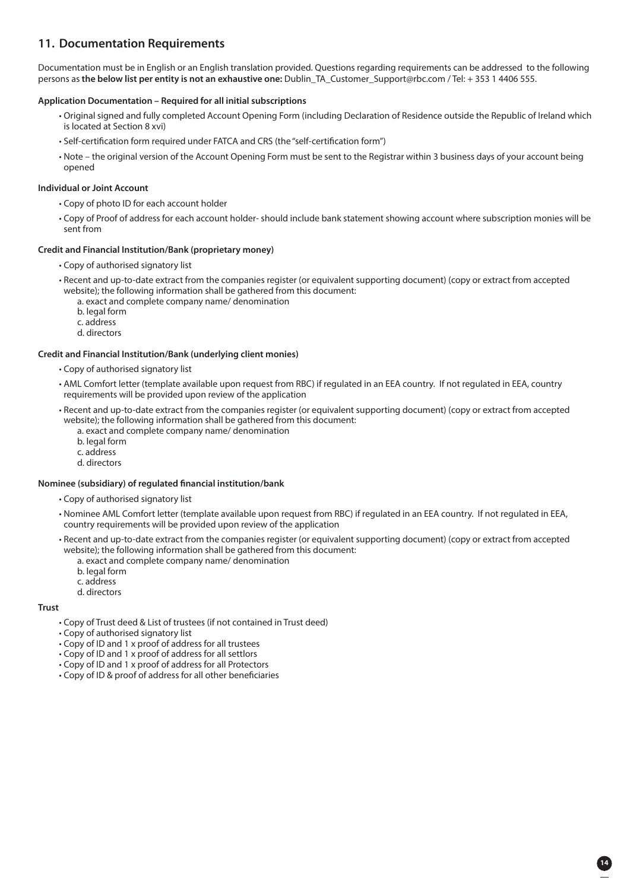## 11. Documentation Requirements

Documentation must be in English or an English translation provided. Questions regarding requirements can be addressed to the following persons as **the below list per entity is not an exhaustive one:** Dublin_TA_Customer_Support@rbc.com / Tel: + 353 1 4406 555.

**Application Documentation – Required for all initial subscriptions**

- Original signed and fully completed Account Opening Form (including Declaration of Residence outside the Republic of Ireland which is located at Section 8 xvi)
- Self-certification form required under FATCA and CRS (the "self-certification form")
- Note – the original version of the Account Opening Form must be sent to the Registrar within 3 business days of your account being opened

**Individual or Joint Account**

- Copy of photo ID for each account holder
- Copy of Proof of address for each account holder- should include bank statement showing account where subscription monies will be sent from

**Credit and Financial Institution/Bank (proprietary money)**

- Copy of authorised signatory list
- Recent and up-to-date extract from the companies register (or equivalent supporting document) (copy or extract from accepted website); the following information shall be gathered from this document:
  a. exact and complete company name/ denomination
  b. legal form
  c. address
  d. directors

**Credit and Financial Institution/Bank (underlying client monies)**

- Copy of authorised signatory list
- AML Comfort letter (template available upon request from RBC) if regulated in an EEA country. If not regulated in EEA, country requirements will be provided upon review of the application
- Recent and up-to-date extract from the companies register (or equivalent supporting document) (copy or extract from accepted website); the following information shall be gathered from this document:
  a. exact and complete company name/ denomination
  b. legal form
  c. address
  d. directors

**Nominee (subsidiary) of regulated financial institution/bank**

- Copy of authorised signatory list
- Nominee AML Comfort letter (template available upon request from RBC) if regulated in an EEA country. If not regulated in EEA, country requirements will be provided upon review of the application
- Recent and up-to-date extract from the companies register (or equivalent supporting document) (copy or extract from accepted website); the following information shall be gathered from this document:
  a. exact and complete company name/ denomination
  b. legal form
  c. address
  d. directors

**Trust**

- Copy of Trust deed & List of trustees (if not contained in Trust deed)
- Copy of authorised signatory list
- Copy of ID and 1 x proof of address for all trustees
- Copy of ID and 1 x proof of address for all settlors
- Copy of ID and 1 x proof of address for all Protectors
- Copy of ID & proof of address for all other beneficiaries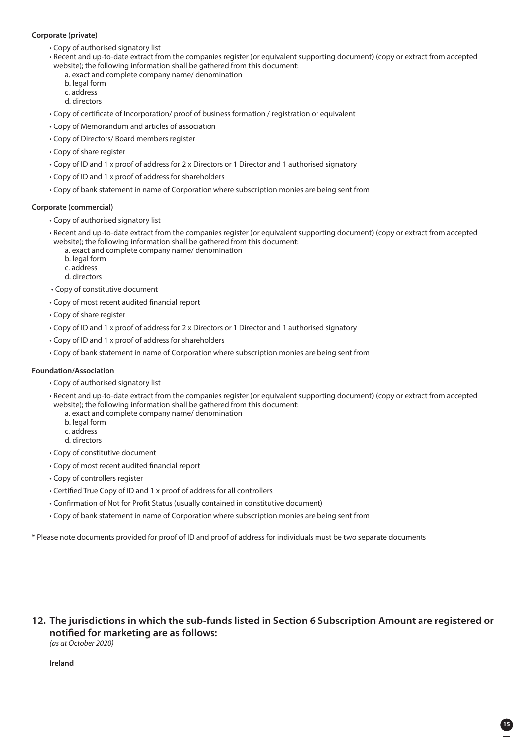**Corporate (private)**

- Copy of authorised signatory list
- Recent and up-to-date extract from the companies register (or equivalent supporting document) (copy or extract from accepted website); the following information shall be gathered from this document:
  a. exact and complete company name/ denomination
  b. legal form
  c. address
  d. directors
- Copy of certificate of Incorporation/ proof of business formation / registration or equivalent
- Copy of Memorandum and articles of association
- Copy of Directors/ Board members register
- Copy of share register
- Copy of ID and 1 x proof of address for 2 x Directors or 1 Director and 1 authorised signatory
- Copy of ID and 1 x proof of address for shareholders
- Copy of bank statement in name of Corporation where subscription monies are being sent from

**Corporate (commercial)**

- Copy of authorised signatory list
- Recent and up-to-date extract from the companies register (or equivalent supporting document) (copy or extract from accepted website); the following information shall be gathered from this document:
  a. exact and complete company name/ denomination
  b. legal form
  c. address
  d. directors
- Copy of constitutive document
- Copy of most recent audited financial report
- Copy of share register
- Copy of ID and 1 x proof of address for 2 x Directors or 1 Director and 1 authorised signatory
- Copy of ID and 1 x proof of address for shareholders
- Copy of bank statement in name of Corporation where subscription monies are being sent from

**Foundation/Association**

- Copy of authorised signatory list
- Recent and up-to-date extract from the companies register (or equivalent supporting document) (copy or extract from accepted website); the following information shall be gathered from this document:
  a. exact and complete company name/ denomination
  b. legal form
  c. address
  d. directors
- Copy of constitutive document
- Copy of most recent audited financial report
- Copy of controllers register
- Certified True Copy of ID and 1 x proof of address for all controllers
- Confirmation of Not for Profit Status (usually contained in constitutive document)
- Copy of bank statement in name of Corporation where subscription monies are being sent from

* Please note documents provided for proof of ID and proof of address for individuals must be two separate documents

## 12. The jurisdictions in which the sub-funds listed in Section 6 Subscription Amount are registered or notified for marketing are as follows:

*(as at October 2020)*

**Ireland**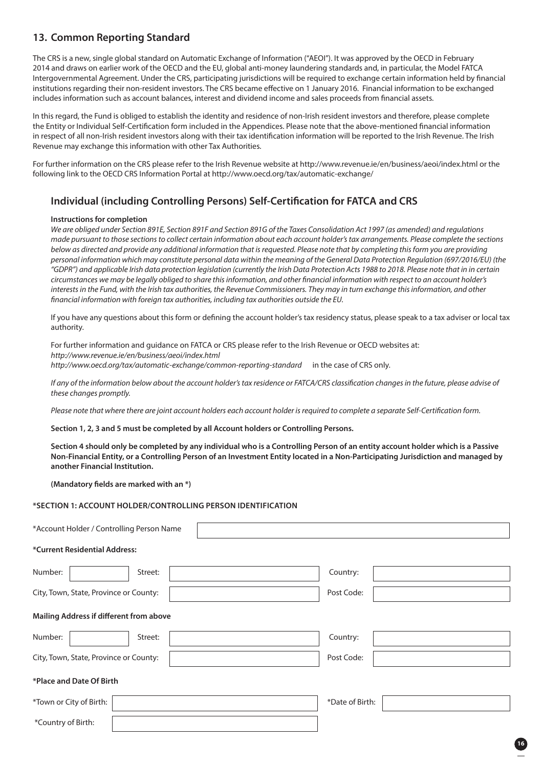## 13. Common Reporting Standard

The CRS is a new, single global standard on Automatic Exchange of Information ("AEOI"). It was approved by the OECD in February 2014 and draws on earlier work of the OECD and the EU, global anti-money laundering standards and, in particular, the Model FATCA Intergovernmental Agreement. Under the CRS, participating jurisdictions will be required to exchange certain information held by financial institutions regarding their non-resident investors. The CRS became effective on 1 January 2016. Financial information to be exchanged includes information such as account balances, interest and dividend income and sales proceeds from financial assets.

In this regard, the Fund is obliged to establish the identity and residence of non-Irish resident investors and therefore, please complete the Entity or Individual Self-Certification form included in the Appendices. Please note that the above-mentioned financial information in respect of all non-Irish resident investors along with their tax identification information will be reported to the Irish Revenue. The Irish Revenue may exchange this information with other Tax Authorities.

For further information on the CRS please refer to the Irish Revenue website at http://www.revenue.ie/en/business/aeoi/index.html or the following link to the OECD CRS Information Portal at http://www.oecd.org/tax/automatic-exchange/

## Individual (including Controlling Persons) Self-Certification for FATCA and CRS

**Instructions for completion**

*We are obliged under Section 891E, Section 891F and Section 891G of the Taxes Consolidation Act 1997 (as amended) and regulations made pursuant to those sections to collect certain information about each account holder's tax arrangements. Please complete the sections below as directed and provide any additional information that is requested. Please note that by completing this form you are providing personal information which may constitute personal data within the meaning of the General Data Protection Regulation (697/2016/EU) (the "GDPR") and applicable Irish data protection legislation (currently the Irish Data Protection Acts 1988 to 2018. Please note that in in certain circumstances we may be legally obliged to share this information, and other financial information with respect to an account holder's interests in the Fund, with the Irish tax authorities, the Revenue Commissioners. They may in turn exchange this information, and other financial information with foreign tax authorities, including tax authorities outside the EU.*

If you have any questions about this form or defining the account holder's tax residency status, please speak to a tax adviser or local tax authority.

For further information and guidance on FATCA or CRS please refer to the Irish Revenue or OECD websites at:
*http://www.revenue.ie/en/business/aeoi/index.html*
*http://www.oecd.org/tax/automatic-exchange/common-reporting-standard* in the case of CRS only.

*If any of the information below about the account holder's tax residence or FATCA/CRS classification changes in the future, please advise of these changes promptly.*

*Please note that where there are joint account holders each account holder is required to complete a separate Self-Certification form.*

**Section 1, 2, 3 and 5 must be completed by all Account holders or Controlling Persons.**

**Section 4 should only be completed by any individual who is a Controlling Person of an entity account holder which is a Passive Non-Financial Entity, or a Controlling Person of an Investment Entity located in a Non-Participating Jurisdiction and managed by another Financial Institution.**

**(Mandatory fields are marked with an *)**

**\*SECTION 1: ACCOUNT HOLDER/CONTROLLING PERSON IDENTIFICATION**

*Account Holder / Controlling Person Name: ____________________

**\*Current Residential Address:**

Number: ________ Street: ____________________ Country: ____________________

City, Town, State, Province or County: ____________________ Post Code: ____________________

**Mailing Address if different from above**

Number: ________ Street: ____________________ Country: ____________________

City, Town, State, Province or County: ____________________ Post Code: ____________________

**\*Place and Date Of Birth**

*Town or City of Birth: ____________________ *Date of Birth: ____________________

*Country of Birth: ____________________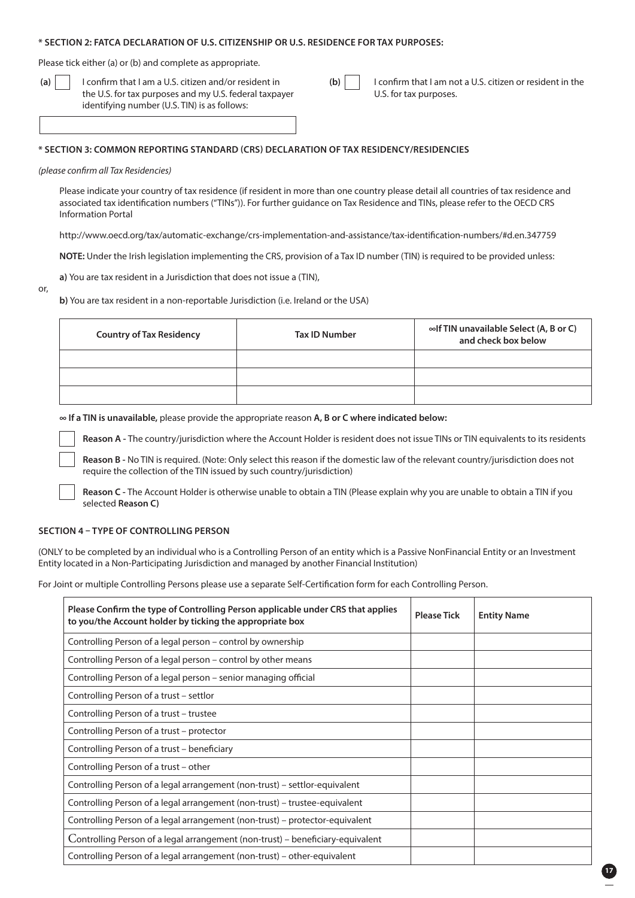**\* SECTION 2: FATCA DECLARATION OF U.S. CITIZENSHIP OR U.S. RESIDENCE FOR TAX PURPOSES:**

Please tick either (a) or (b) and complete as appropriate.

**(a)** ☐ I confirm that I am a U.S. citizen and/or resident in the U.S. for tax purposes and my U.S. federal taxpayer identifying number (U.S. TIN) is as follows:

\_\_\_\_\_\_\_\_\_\_\_\_\_\_\_\_\_\_\_\_\_\_\_\_\_\_\_\_\_\_\_\_\_\_\_\_\_\_\_\_

**(b)** ☐ I confirm that I am not a U.S. citizen or resident in the U.S. for tax purposes.

**\* SECTION 3: COMMON REPORTING STANDARD (CRS) DECLARATION OF TAX RESIDENCY/RESIDENCIES**

*(please confirm all Tax Residencies)*

Please indicate your country of tax residence (if resident in more than one country please detail all countries of tax residence and associated tax identification numbers ("TINs")). For further guidance on Tax Residence and TINs, please refer to the OECD CRS Information Portal

http://www.oecd.org/tax/automatic-exchange/crs-implementation-and-assistance/tax-identification-numbers/#d.en.347759

**NOTE:** Under the Irish legislation implementing the CRS, provision of a Tax ID number (TIN) is required to be provided unless:

**a)** You are tax resident in a Jurisdiction that does not issue a (TIN),

or,

**b)** You are tax resident in a non-reportable Jurisdiction (i.e. Ireland or the USA)

| Country of Tax Residency | Tax ID Number | ∞If TIN unavailable Select (A, B or C) and check box below |
|---|---|---|
| | | |
| | | |
| | | |

**∞ If a TIN is unavailable,** please provide the appropriate reason **A, B or C where indicated below:**

☐ **Reason A -** The country/jurisdiction where the Account Holder is resident does not issue TINs or TIN equivalents to its residents

☐ **Reason B -** No TIN is required. (Note: Only select this reason if the domestic law of the relevant country/jurisdiction does not require the collection of the TIN issued by such country/jurisdiction)

☐ **Reason C -** The Account Holder is otherwise unable to obtain a TIN (Please explain why you are unable to obtain a TIN if you selected **Reason C)**

**SECTION 4 – TYPE OF CONTROLLING PERSON**

(ONLY to be completed by an individual who is a Controlling Person of an entity which is a Passive NonFinancial Entity or an Investment Entity located in a Non-Participating Jurisdiction and managed by another Financial Institution)

For Joint or multiple Controlling Persons please use a separate Self-Certification form for each Controlling Person.

| Please Confirm the type of Controlling Person applicable under CRS that applies to you/the Account holder by ticking the appropriate box | Please Tick | Entity Name |
|---|---|---|
| Controlling Person of a legal person – control by ownership | | |
| Controlling Person of a legal person – control by other means | | |
| Controlling Person of a legal person – senior managing official | | |
| Controlling Person of a trust – settlor | | |
| Controlling Person of a trust – trustee | | |
| Controlling Person of a trust – protector | | |
| Controlling Person of a trust – beneficiary | | |
| Controlling Person of a trust – other | | |
| Controlling Person of a legal arrangement (non-trust) – settlor-equivalent | | |
| Controlling Person of a legal arrangement (non-trust) – trustee-equivalent | | |
| Controlling Person of a legal arrangement (non-trust) – protector-equivalent | | |
| Controlling Person of a legal arrangement (non-trust) – beneficiary-equivalent | | |
| Controlling Person of a legal arrangement (non-trust) – other-equivalent | | |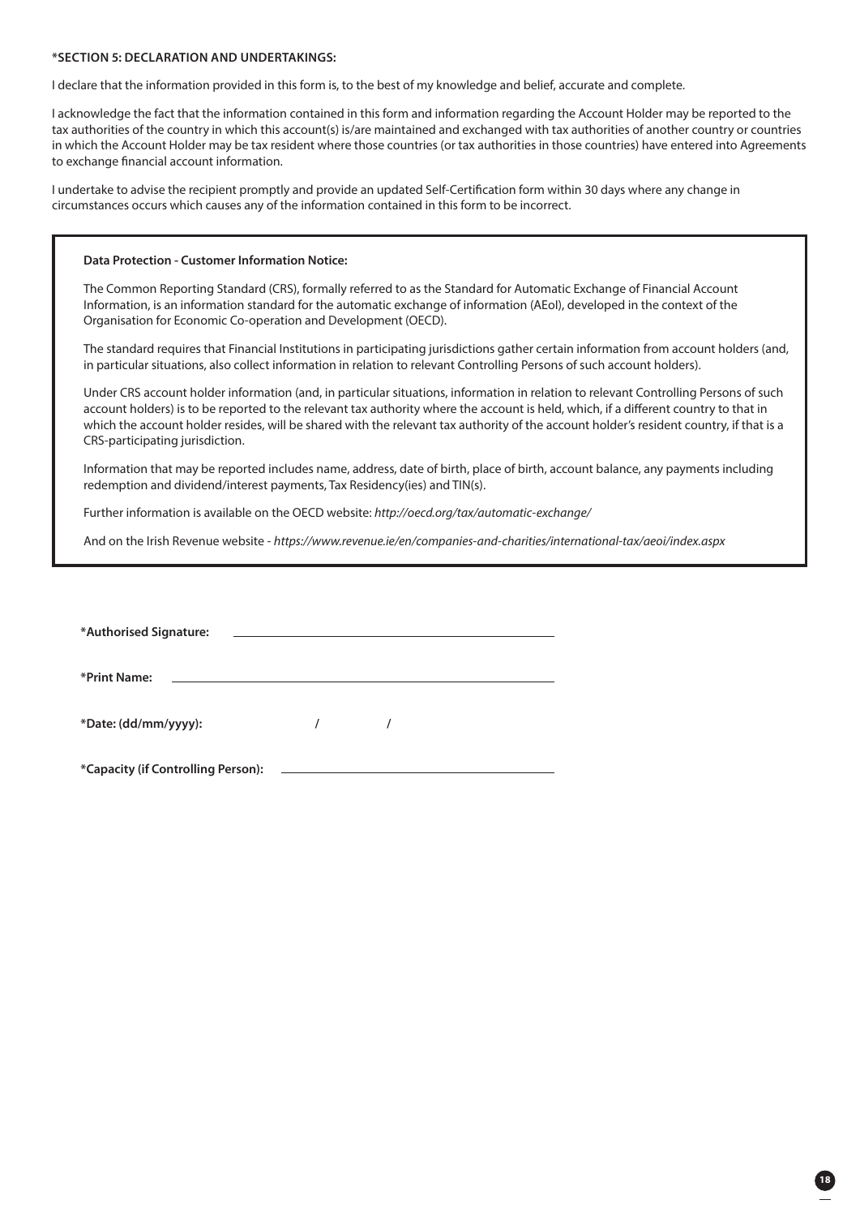**\*SECTION 5: DECLARATION AND UNDERTAKINGS:**

I declare that the information provided in this form is, to the best of my knowledge and belief, accurate and complete.

I acknowledge the fact that the information contained in this form and information regarding the Account Holder may be reported to the tax authorities of the country in which this account(s) is/are maintained and exchanged with tax authorities of another country or countries in which the Account Holder may be tax resident where those countries (or tax authorities in those countries) have entered into Agreements to exchange financial account information.

I undertake to advise the recipient promptly and provide an updated Self-Certification form within 30 days where any change in circumstances occurs which causes any of the information contained in this form to be incorrect.

**Data Protection - Customer Information Notice:**

The Common Reporting Standard (CRS), formally referred to as the Standard for Automatic Exchange of Financial Account Information, is an information standard for the automatic exchange of information (AEoI), developed in the context of the Organisation for Economic Co-operation and Development (OECD).

The standard requires that Financial Institutions in participating jurisdictions gather certain information from account holders (and, in particular situations, also collect information in relation to relevant Controlling Persons of such account holders).

Under CRS account holder information (and, in particular situations, information in relation to relevant Controlling Persons of such account holders) is to be reported to the relevant tax authority where the account is held, which, if a different country to that in which the account holder resides, will be shared with the relevant tax authority of the account holder's resident country, if that is a CRS-participating jurisdiction.

Information that may be reported includes name, address, date of birth, place of birth, account balance, any payments including redemption and dividend/interest payments, Tax Residency(ies) and TIN(s).

Further information is available on the OECD website: *http://oecd.org/tax/automatic-exchange/*

And on the Irish Revenue website - *https://www.revenue.ie/en/companies-and-charities/international-tax/aeoi/index.aspx*

**\*Authorised Signature:** ____________________________________________

**\*Print Name:** ____________________________________________

**\*Date: (dd/mm/yyyy):** &nbsp;&nbsp;&nbsp;&nbsp;&nbsp;&nbsp;&nbsp; / &nbsp;&nbsp;&nbsp;&nbsp;&nbsp;&nbsp;&nbsp; /

**\*Capacity (if Controlling Person):** ____________________________________________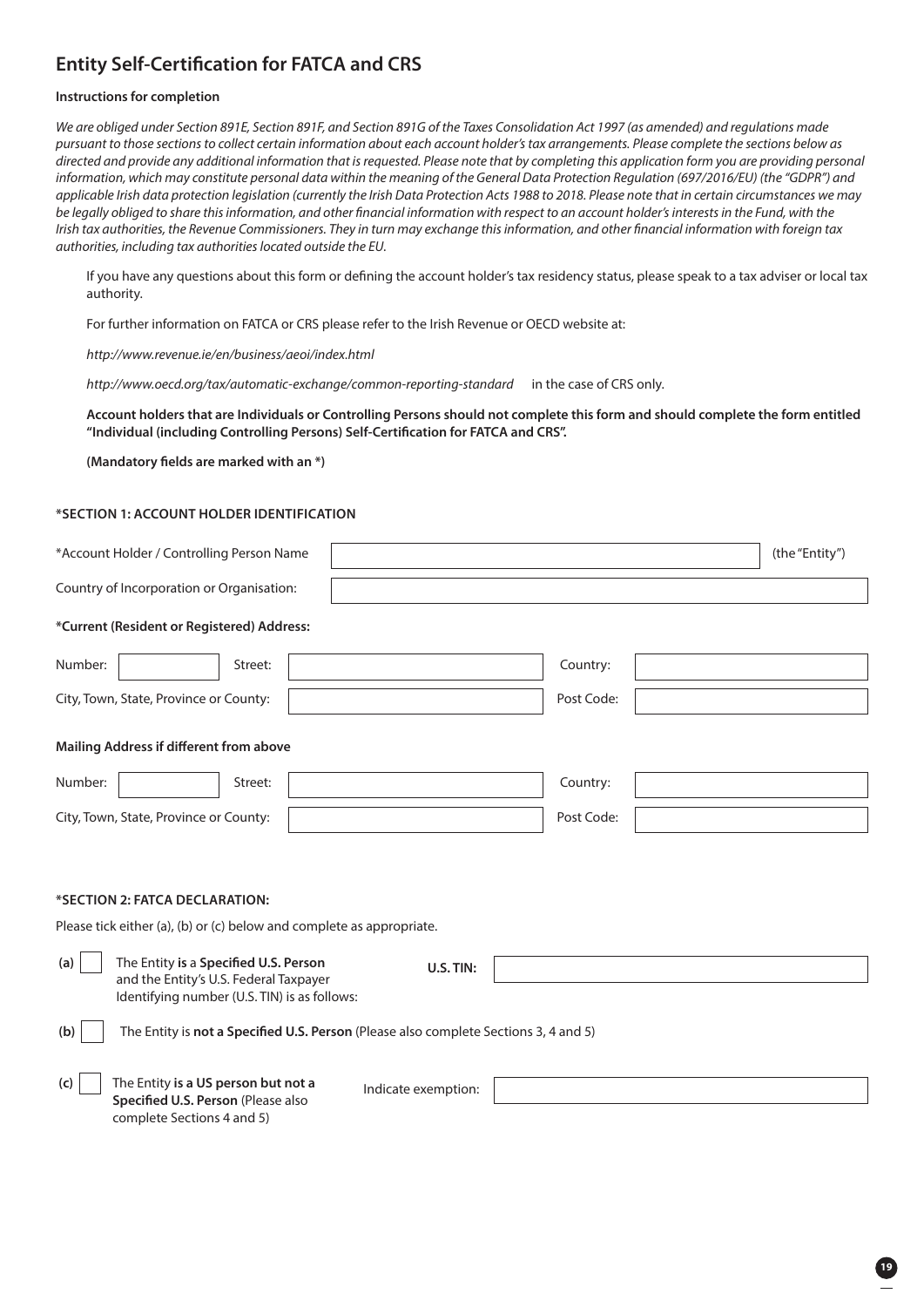# Entity Self-Certification for FATCA and CRS

**Instructions for completion**

*We are obliged under Section 891E, Section 891F, and Section 891G of the Taxes Consolidation Act 1997 (as amended) and regulations made pursuant to those sections to collect certain information about each account holder's tax arrangements. Please complete the sections below as directed and provide any additional information that is requested. Please note that by completing this application form you are providing personal information, which may constitute personal data within the meaning of the General Data Protection Regulation (697/2016/EU) (the "GDPR") and applicable Irish data protection legislation (currently the Irish Data Protection Acts 1988 to 2018. Please note that in certain circumstances we may be legally obliged to share this information, and other financial information with respect to an account holder's interests in the Fund, with the Irish tax authorities, the Revenue Commissioners. They in turn may exchange this information, and other financial information with foreign tax authorities, including tax authorities located outside the EU.*

If you have any questions about this form or defining the account holder's tax residency status, please speak to a tax adviser or local tax authority.

For further information on FATCA or CRS please refer to the Irish Revenue or OECD website at:

*http://www.revenue.ie/en/business/aeoi/index.html*

*http://www.oecd.org/tax/automatic-exchange/common-reporting-standard* in the case of CRS only.

**Account holders that are Individuals or Controlling Persons should not complete this form and should complete the form entitled "Individual (including Controlling Persons) Self-Certification for FATCA and CRS".**

**(Mandatory fields are marked with an *)**

**\*SECTION 1: ACCOUNT HOLDER IDENTIFICATION**

*Account Holder / Controlling Person Name ____________________ (the "Entity")

Country of Incorporation or Organisation: ____________________

**\*Current (Resident or Registered) Address:**

Number: ________ Street: ____________________ Country: ____________________

City, Town, State, Province or County: ____________________ Post Code: ____________________

**Mailing Address if different from above**

Number: ________ Street: ____________________ Country: ____________________

City, Town, State, Province or County: ____________________ Post Code: ____________________

**\*SECTION 2: FATCA DECLARATION:**

Please tick either (a), (b) or (c) below and complete as appropriate.

**(a)** ☐ The Entity **is** a **Specified U.S. Person** and the Entity's U.S. Federal Taxpayer Identifying number (U.S. TIN) is as follows: **U.S. TIN:** ____________________

**(b)** ☐ The Entity is **not a Specified U.S. Person** (Please also complete Sections 3, 4 and 5)

**(c)** ☐ The Entity **is a US person but not a Specified U.S. Person** (Please also complete Sections 4 and 5) Indicate exemption: ____________________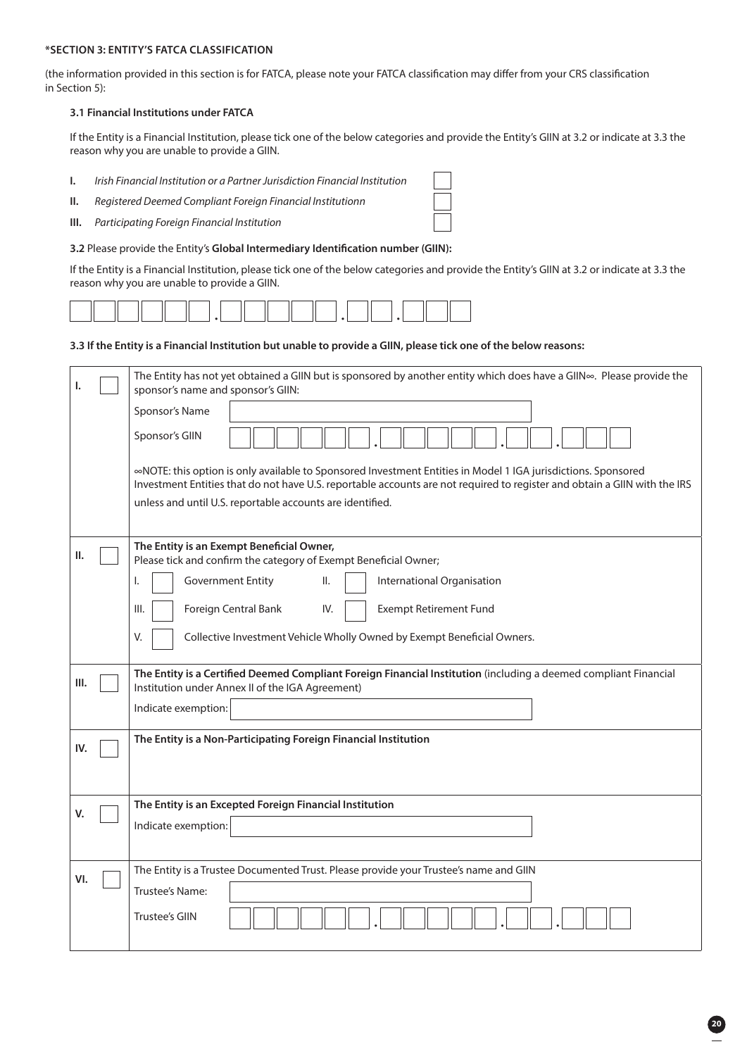**\*SECTION 3: ENTITY'S FATCA CLASSIFICATION**

(the information provided in this section is for FATCA, please note your FATCA classification may differ from your CRS classification in Section 5):

**3.1 Financial Institutions under FATCA**

If the Entity is a Financial Institution, please tick one of the below categories and provide the Entity's GIIN at 3.2 or indicate at 3.3 the reason why you are unable to provide a GIIN.

| | | |
|---|---|---|
| **I.** | *Irish Financial Institution or a Partner Jurisdiction Financial Institution* | ☐ |
| **II.** | *Registered Deemed Compliant Foreign Financial Institutionn* | ☐ |
| **III.** | *Participating Foreign Financial Institution* | ☐ |

**3.2** Please provide the Entity's **Global Intermediary Identification number (GIIN):**

If the Entity is a Financial Institution, please tick one of the below categories and provide the Entity's GIIN at 3.2 or indicate at 3.3 the reason why you are unable to provide a GIIN.

☐☐☐☐☐☐ . ☐☐☐☐☐ . ☐☐ . ☐☐☐

**3.3 If the Entity is a Financial Institution but unable to provide a GIIN, please tick one of the below reasons:**

| | |
|---|---|
| **I.** ☐ | The Entity has not yet obtained a GIIN but is sponsored by another entity which does have a GIIN∞. Please provide the sponsor's name and sponsor's GIIN:<br>Sponsor's Name ____________________<br>Sponsor's GIIN ☐☐☐☐☐☐ . ☐☐☐☐☐ . ☐☐ . ☐☐☐<br>∞NOTE: this option is only available to Sponsored Investment Entities in Model 1 IGA jurisdictions. Sponsored Investment Entities that do not have U.S. reportable accounts are not required to register and obtain a GIIN with the IRS unless and until U.S. reportable accounts are identified. |
| **II.** ☐ | **The Entity is an Exempt Beneficial Owner,**<br>Please tick and confirm the category of Exempt Beneficial Owner;<br>I. ☐ Government Entity &nbsp;&nbsp; II. ☐ International Organisation<br>III. ☐ Foreign Central Bank &nbsp;&nbsp; IV. ☐ Exempt Retirement Fund<br>V. ☐ Collective Investment Vehicle Wholly Owned by Exempt Beneficial Owners. |
| **III.** ☐ | **The Entity is a Certified Deemed Compliant Foreign Financial Institution** (including a deemed compliant Financial Institution under Annex II of the IGA Agreement)<br>Indicate exemption: ____________________ |
| **IV.** ☐ | **The Entity is a Non-Participating Foreign Financial Institution** |
| **V.** ☐ | **The Entity is an Excepted Foreign Financial Institution**<br>Indicate exemption: ____________________ |
| **VI.** ☐ | The Entity is a Trustee Documented Trust. Please provide your Trustee's name and GIIN<br>Trustee's Name: ____________________<br>Trustee's GIIN ☐☐☐☐☐☐ . ☐☐☐☐☐ . ☐☐ . ☐☐☐ |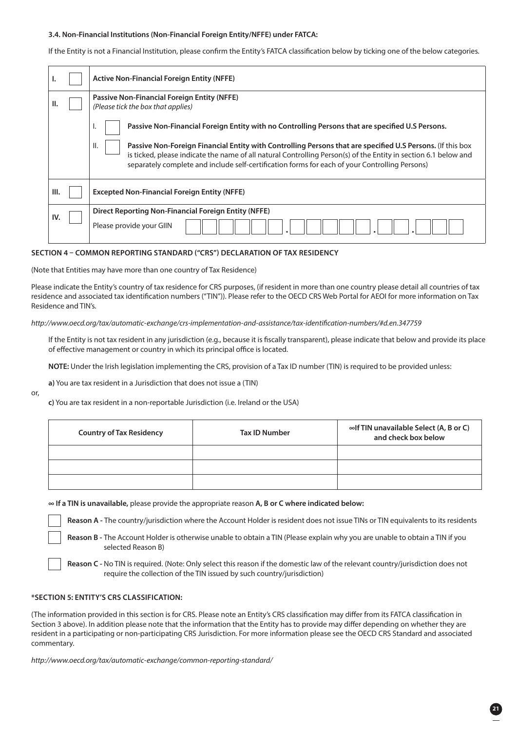#### 3.4. Non-Financial Institutions (Non-Financial Foreign Entity/NFFE) under FATCA:

If the Entity is not a Financial Institution, please confirm the Entity's FATCA classification below by ticking one of the below categories.

| | | |
|---|---|---|
| I. | ☐ | **Active Non-Financial Foreign Entity (NFFE)** |
| II. | ☐ | **Passive Non-Financial Foreign Entity (NFFE)**<br>*(Please tick the box that applies)*<br>I. ☐ **Passive Non-Financial Foreign Entity with no Controlling Persons that are specified U.S Persons.**<br>II. ☐ **Passive Non-Foreign Financial Entity with Controlling Persons that are specified U.S Persons.** (If this box is ticked, please indicate the name of all natural Controlling Person(s) of the Entity in section 6.1 below and separately complete and include self-certification forms for each of your Controlling Persons) |
| III. | ☐ | **Excepted Non-Financial Foreign Entity (NFFE)** |
| IV. | ☐ | **Direct Reporting Non-Financial Foreign Entity (NFFE)**<br>Please provide your GIIN ☐☐☐☐☐☐.☐☐☐☐☐.☐☐.☐☐☐ |

### SECTION 4 – COMMON REPORTING STANDARD ("CRS") DECLARATION OF TAX RESIDENCY

(Note that Entities may have more than one country of Tax Residence)

Please indicate the Entity's country of tax residence for CRS purposes, (if resident in more than one country please detail all countries of tax residence and associated tax identification numbers ("TIN")). Please refer to the OECD CRS Web Portal for AEOI for more information on Tax Residence and TIN's.

*http://www.oecd.org/tax/automatic-exchange/crs-implementation-and-assistance/tax-identification-numbers/#d.en.347759*

If the Entity is not tax resident in any jurisdiction (e.g., because it is fiscally transparent), please indicate that below and provide its place of effective management or country in which its principal office is located.

**NOTE:** Under the Irish legislation implementing the CRS, provision of a Tax ID number (TIN) is required to be provided unless:

**a)** You are tax resident in a Jurisdiction that does not issue a (TIN)

or,

**c)** You are tax resident in a non-reportable Jurisdiction (i.e. Ireland or the USA)

| Country of Tax Residency | Tax ID Number | ∞If TIN unavailable Select (A, B or C) and check box below |
|---|---|---|
| | | |
| | | |
| | | |

**∞ If a TIN is unavailable,** please provide the appropriate reason **A, B or C where indicated below:**

☐ **Reason A -** The country/jurisdiction where the Account Holder is resident does not issue TINs or TIN equivalents to its residents

☐ **Reason B -** The Account Holder is otherwise unable to obtain a TIN (Please explain why you are unable to obtain a TIN if you selected Reason B)

☐ **Reason C -** No TIN is required. (Note: Only select this reason if the domestic law of the relevant country/jurisdiction does not require the collection of the TIN issued by such country/jurisdiction)

### *SECTION 5: ENTITY'S CRS CLASSIFICATION:

(The information provided in this section is for CRS. Please note an Entity's CRS classification may differ from its FATCA classification in Section 3 above). In addition please note that the information that the Entity has to provide may differ depending on whether they are resident in a participating or non-participating CRS Jurisdiction. For more information please see the OECD CRS Standard and associated commentary.

*http://www.oecd.org/tax/automatic-exchange/common-reporting-standard/*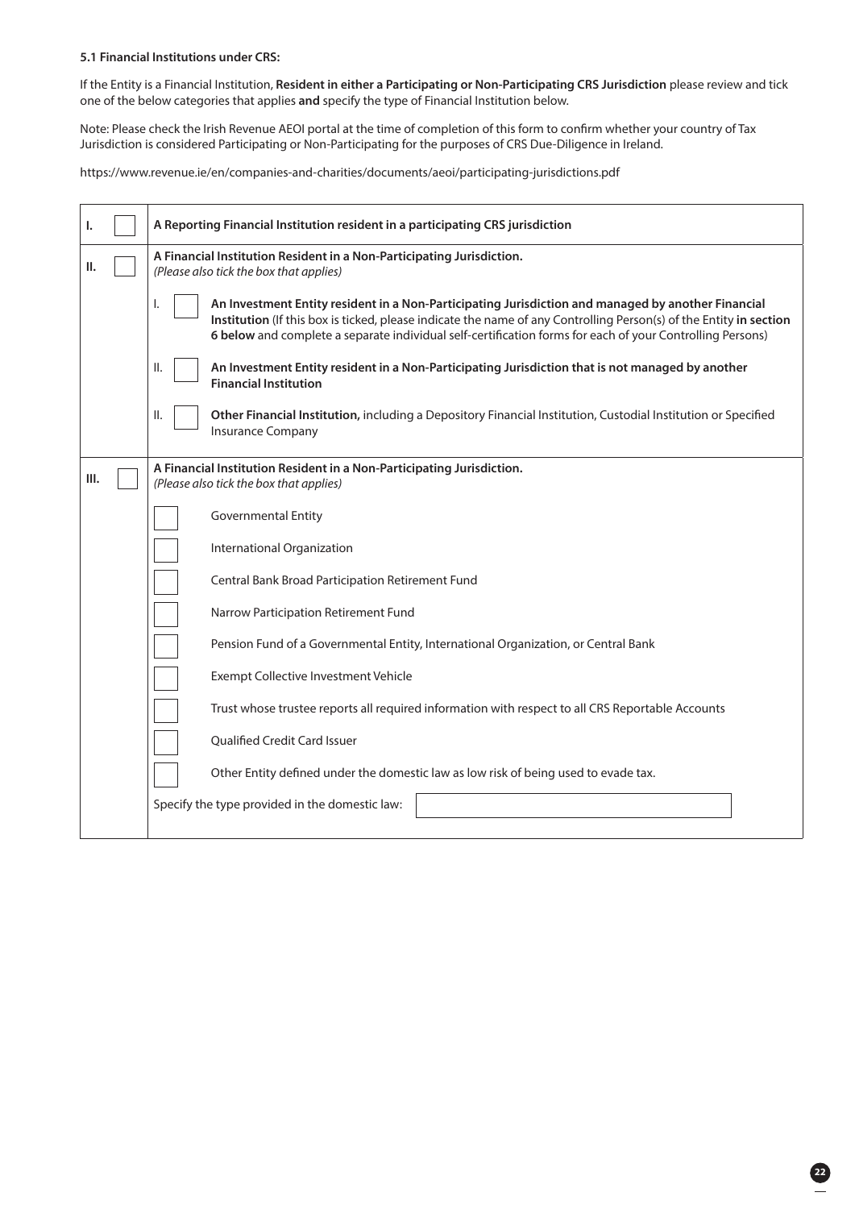**5.1 Financial Institutions under CRS:**

If the Entity is a Financial Institution, **Resident in either a Participating or Non-Participating CRS Jurisdiction** please review and tick one of the below categories that applies **and** specify the type of Financial Institution below.

Note: Please check the Irish Revenue AEOI portal at the time of completion of this form to confirm whether your country of Tax Jurisdiction is considered Participating or Non-Participating for the purposes of CRS Due-Diligence in Ireland.

https://www.revenue.ie/en/companies-and-charities/documents/aeoi/participating-jurisdictions.pdf

| | |
|---|---|
| I. ☐ | **A Reporting Financial Institution resident in a participating CRS jurisdiction** |
| II. ☐ | **A Financial Institution Resident in a Non-Participating Jurisdiction.** *(Please also tick the box that applies)*<br><br>I. ☐ **An Investment Entity resident in a Non-Participating Jurisdiction and managed by another Financial Institution** (If this box is ticked, please indicate the name of any Controlling Person(s) of the Entity **in section 6 below** and complete a separate individual self-certification forms for each of your Controlling Persons)<br><br>II. ☐ **An Investment Entity resident in a Non-Participating Jurisdiction that is not managed by another Financial Institution**<br><br>II. ☐ **Other Financial Institution,** including a Depository Financial Institution, Custodial Institution or Specified Insurance Company |
| III. ☐ | **A Financial Institution Resident in a Non-Participating Jurisdiction.** *(Please also tick the box that applies)*<br><br>☐ Governmental Entity<br><br>☐ International Organization<br><br>☐ Central Bank Broad Participation Retirement Fund<br><br>☐ Narrow Participation Retirement Fund<br><br>☐ Pension Fund of a Governmental Entity, International Organization, or Central Bank<br><br>☐ Exempt Collective Investment Vehicle<br><br>☐ Trust whose trustee reports all required information with respect to all CRS Reportable Accounts<br><br>☐ Qualified Credit Card Issuer<br><br>☐ Other Entity defined under the domestic law as low risk of being used to evade tax.<br><br>Specify the type provided in the domestic law: ____________________ |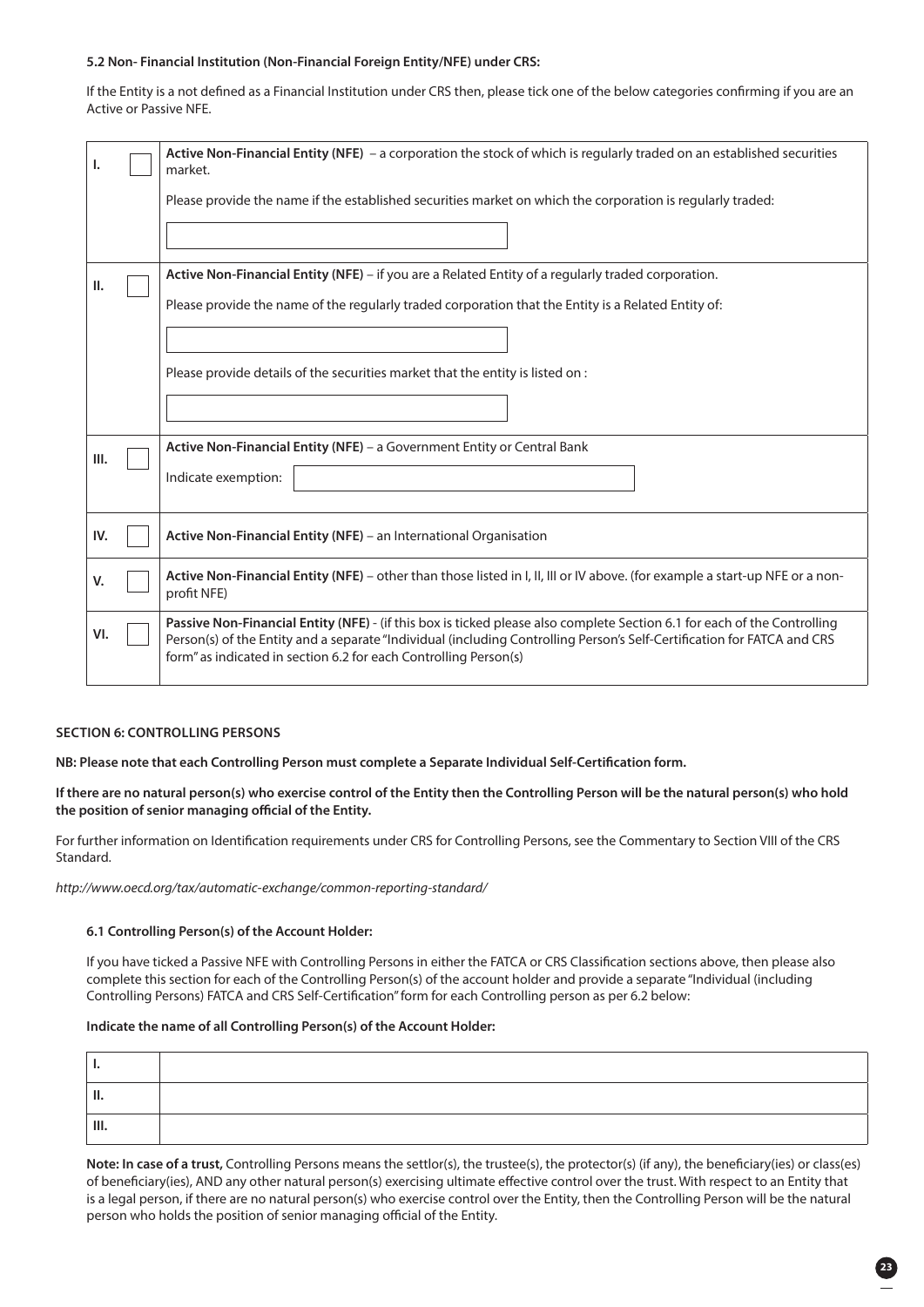**5.2 Non- Financial Institution (Non-Financial Foreign Entity/NFE) under CRS:**

If the Entity is a not defined as a Financial Institution under CRS then, please tick one of the below categories confirming if you are an Active or Passive NFE.

| | | |
|---|---|---|
| I. | ☐ | **Active Non-Financial Entity (NFE)** – a corporation the stock of which is regularly traded on an established securities market.<br><br>Please provide the name if the established securities market on which the corporation is regularly traded:<br><br>\_\_\_\_\_\_\_\_\_\_\_\_\_\_\_\_\_\_\_\_ |
| II. | ☐ | **Active Non-Financial Entity (NFE)** – if you are a Related Entity of a regularly traded corporation.<br><br>Please provide the name of the regularly traded corporation that the Entity is a Related Entity of:<br><br>\_\_\_\_\_\_\_\_\_\_\_\_\_\_\_\_\_\_\_\_<br><br>Please provide details of the securities market that the entity is listed on :<br><br>\_\_\_\_\_\_\_\_\_\_\_\_\_\_\_\_\_\_\_\_ |
| III. | ☐ | **Active Non-Financial Entity (NFE)** – a Government Entity or Central Bank<br><br>Indicate exemption: \_\_\_\_\_\_\_\_\_\_\_\_\_\_\_\_\_\_\_\_ |
| IV. | ☐ | **Active Non-Financial Entity (NFE)** – an International Organisation |
| V. | ☐ | **Active Non-Financial Entity (NFE)** – other than those listed in I, II, III or IV above. (for example a start-up NFE or a non-profit NFE) |
| VI. | ☐ | **Passive Non-Financial Entity (NFE)** - (if this box is ticked please also complete Section 6.1 for each of the Controlling Person(s) of the Entity and a separate "Individual (including Controlling Person's Self-Certification for FATCA and CRS form" as indicated in section 6.2 for each Controlling Person(s) |

## SECTION 6: CONTROLLING PERSONS

**NB: Please note that each Controlling Person must complete a Separate Individual Self-Certification form.**

**If there are no natural person(s) who exercise control of the Entity then the Controlling Person will be the natural person(s) who hold the position of senior managing official of the Entity.**

For further information on Identification requirements under CRS for Controlling Persons, see the Commentary to Section VIII of the CRS Standard.

*http://www.oecd.org/tax/automatic-exchange/common-reporting-standard/*

### 6.1 Controlling Person(s) of the Account Holder:

If you have ticked a Passive NFE with Controlling Persons in either the FATCA or CRS Classification sections above, then please also complete this section for each of the Controlling Person(s) of the account holder and provide a separate "Individual (including Controlling Persons) FATCA and CRS Self-Certification" form for each Controlling person as per 6.2 below:

**Indicate the name of all Controlling Person(s) of the Account Holder:**

| | |
|---|---|
| I. | |
| II. | |
| III. | |

**Note: In case of a trust,** Controlling Persons means the settlor(s), the trustee(s), the protector(s) (if any), the beneficiary(ies) or class(es) of beneficiary(ies), AND any other natural person(s) exercising ultimate effective control over the trust. With respect to an Entity that is a legal person, if there are no natural person(s) who exercise control over the Entity, then the Controlling Person will be the natural person who holds the position of senior managing official of the Entity.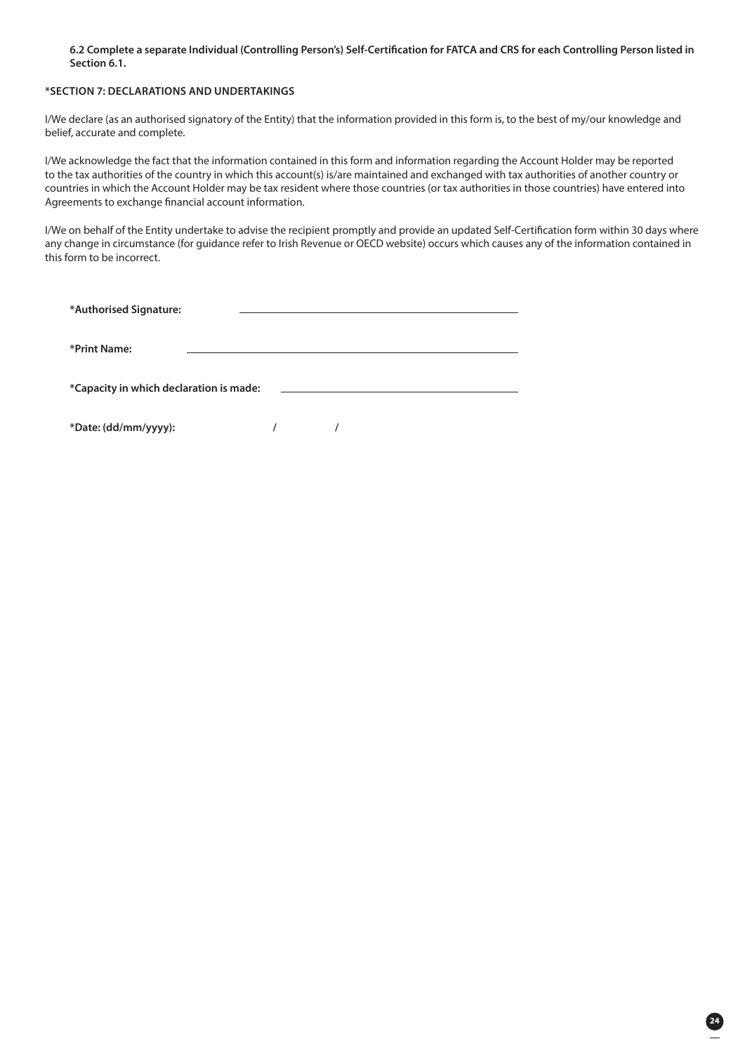**6.2 Complete a separate Individual (Controlling Person's) Self-Certification for FATCA and CRS for each Controlling Person listed in Section 6.1.**

**\*SECTION 7: DECLARATIONS AND UNDERTAKINGS**

I/We declare (as an authorised signatory of the Entity) that the information provided in this form is, to the best of my/our knowledge and belief, accurate and complete.

I/We acknowledge the fact that the information contained in this form and information regarding the Account Holder may be reported to the tax authorities of the country in which this account(s) is/are maintained and exchanged with tax authorities of another country or countries in which the Account Holder may be tax resident where those countries (or tax authorities in those countries) have entered into Agreements to exchange financial account information.

I/We on behalf of the Entity undertake to advise the recipient promptly and provide an updated Self-Certification form within 30 days where any change in circumstance (for guidance refer to Irish Revenue or OECD website) occurs which causes any of the information contained in this form to be incorrect.

**\*Authorised Signature:** ______________________________

**\*Print Name:** ______________________________

**\*Capacity in which declaration is made:** ______________________________

**\*Date: (dd/mm/yyyy):** ____ / ____ / ________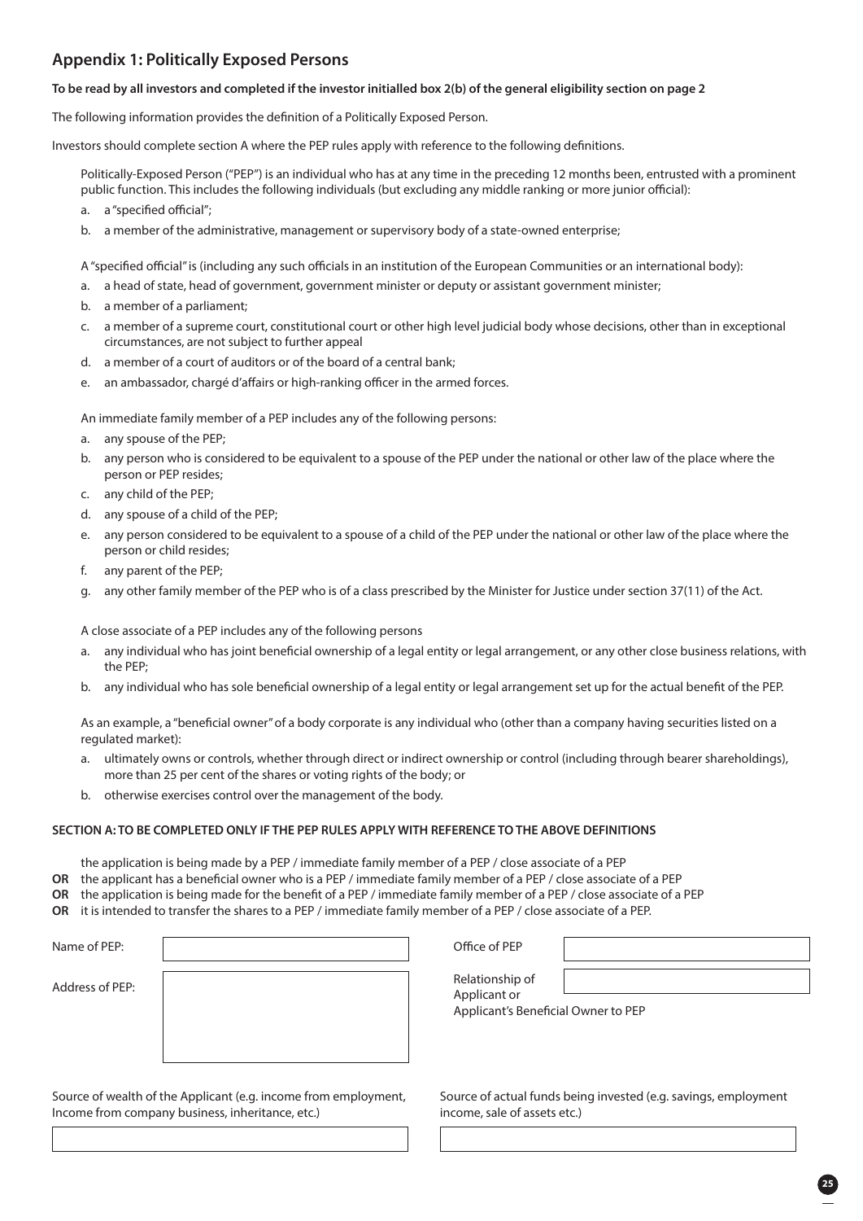## Appendix 1: Politically Exposed Persons

**To be read by all investors and completed if the investor initialled box 2(b) of the general eligibility section on page 2**

The following information provides the definition of a Politically Exposed Person.

Investors should complete section A where the PEP rules apply with reference to the following definitions.

Politically-Exposed Person ("PEP") is an individual who has at any time in the preceding 12 months been, entrusted with a prominent public function. This includes the following individuals (but excluding any middle ranking or more junior official):

a. a "specified official";
b. a member of the administrative, management or supervisory body of a state-owned enterprise;

A "specified official" is (including any such officials in an institution of the European Communities or an international body):

a. a head of state, head of government, government minister or deputy or assistant government minister;
b. a member of a parliament;
c. a member of a supreme court, constitutional court or other high level judicial body whose decisions, other than in exceptional circumstances, are not subject to further appeal
d. a member of a court of auditors or of the board of a central bank;
e. an ambassador, chargé d'affairs or high-ranking officer in the armed forces.

An immediate family member of a PEP includes any of the following persons:

a. any spouse of the PEP;
b. any person who is considered to be equivalent to a spouse of the PEP under the national or other law of the place where the person or PEP resides;
c. any child of the PEP;
d. any spouse of a child of the PEP;
e. any person considered to be equivalent to a spouse of a child of the PEP under the national or other law of the place where the person or child resides;
f. any parent of the PEP;
g. any other family member of the PEP who is of a class prescribed by the Minister for Justice under section 37(11) of the Act.

A close associate of a PEP includes any of the following persons

a. any individual who has joint beneficial ownership of a legal entity or legal arrangement, or any other close business relations, with the PEP;
b. any individual who has sole beneficial ownership of a legal entity or legal arrangement set up for the actual benefit of the PEP.

As an example, a "beneficial owner" of a body corporate is any individual who (other than a company having securities listed on a regulated market):

a. ultimately owns or controls, whether through direct or indirect ownership or control (including through bearer shareholdings), more than 25 per cent of the shares or voting rights of the body; or
b. otherwise exercises control over the management of the body.

**SECTION A: TO BE COMPLETED ONLY IF THE PEP RULES APPLY WITH REFERENCE TO THE ABOVE DEFINITIONS**

the application is being made by a PEP / immediate family member of a PEP / close associate of a PEP

**OR** the applicant has a beneficial owner who is a PEP / immediate family member of a PEP / close associate of a PEP

**OR** the application is being made for the benefit of a PEP / immediate family member of a PEP / close associate of a PEP

**OR** it is intended to transfer the shares to a PEP / immediate family member of a PEP / close associate of a PEP.

| | | | |
|---|---|---|---|
| Name of PEP: | | Office of PEP | |
| Address of PEP: | | Relationship of Applicant or Applicant's Beneficial Owner to PEP | |

| Source of wealth of the Applicant (e.g. income from employment, Income from company business, inheritance, etc.) | Source of actual funds being invested (e.g. savings, employment income, sale of assets etc.) |
|---|---|
| | |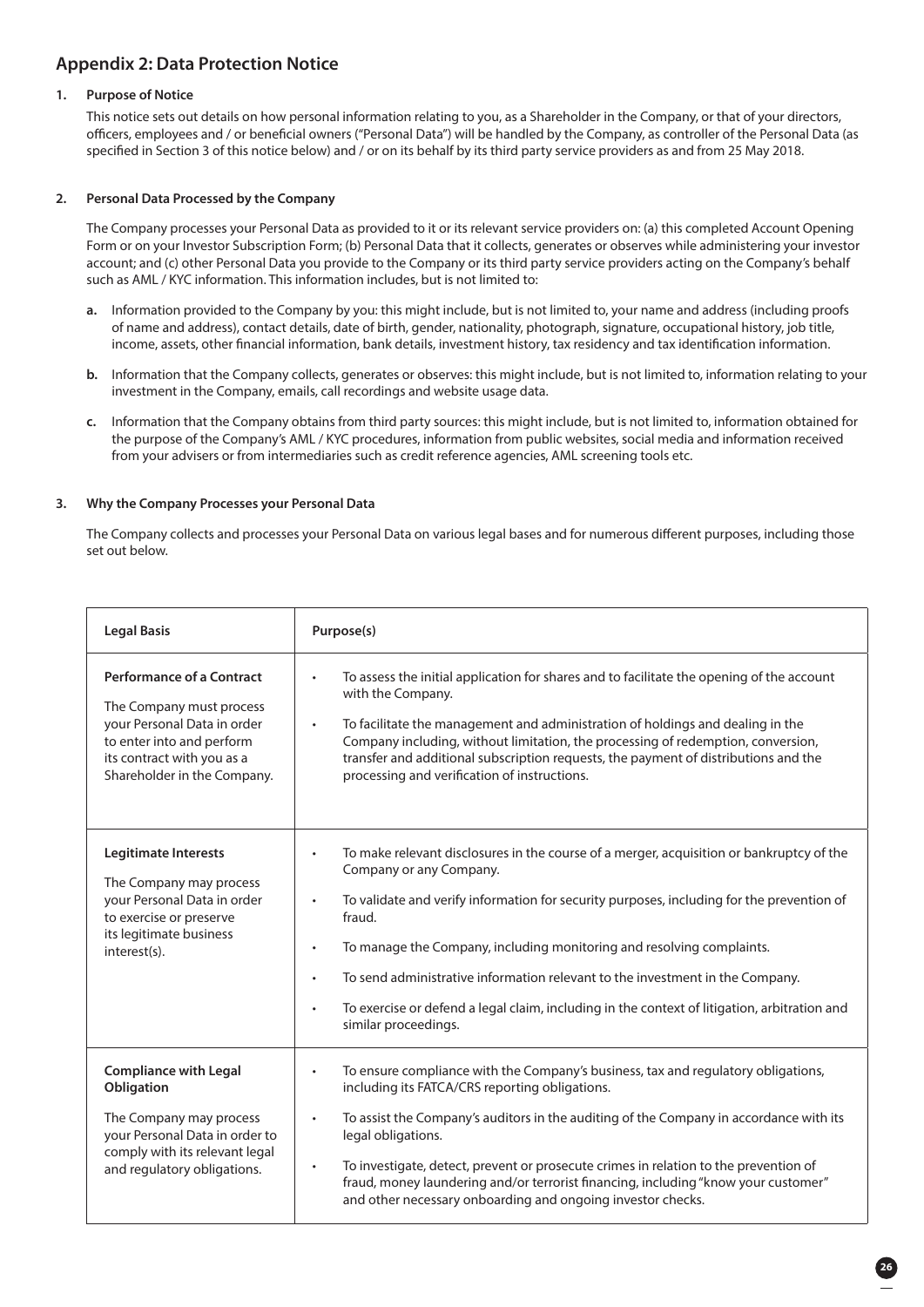## Appendix 2: Data Protection Notice

### 1. Purpose of Notice

This notice sets out details on how personal information relating to you, as a Shareholder in the Company, or that of your directors, officers, employees and / or beneficial owners ("Personal Data") will be handled by the Company, as controller of the Personal Data (as specified in Section 3 of this notice below) and / or on its behalf by its third party service providers as and from 25 May 2018.

### 2. Personal Data Processed by the Company

The Company processes your Personal Data as provided to it or its relevant service providers on: (a) this completed Account Opening Form or on your Investor Subscription Form; (b) Personal Data that it collects, generates or observes while administering your investor account; and (c) other Personal Data you provide to the Company or its third party service providers acting on the Company's behalf such as AML / KYC information. This information includes, but is not limited to:

**a.** Information provided to the Company by you: this might include, but is not limited to, your name and address (including proofs of name and address), contact details, date of birth, gender, nationality, photograph, signature, occupational history, job title, income, assets, other financial information, bank details, investment history, tax residency and tax identification information.

**b.** Information that the Company collects, generates or observes: this might include, but is not limited to, information relating to your investment in the Company, emails, call recordings and website usage data.

**c.** Information that the Company obtains from third party sources: this might include, but is not limited to, information obtained for the purpose of the Company's AML / KYC procedures, information from public websites, social media and information received from your advisers or from intermediaries such as credit reference agencies, AML screening tools etc.

### 3. Why the Company Processes your Personal Data

The Company collects and processes your Personal Data on various legal bases and for numerous different purposes, including those set out below.

| Legal Basis | Purpose(s) |
|---|---|
| **Performance of a Contract**<br><br>The Company must process your Personal Data in order to enter into and perform its contract with you as a Shareholder in the Company. | • To assess the initial application for shares and to facilitate the opening of the account with the Company.<br><br>• To facilitate the management and administration of holdings and dealing in the Company including, without limitation, the processing of redemption, conversion, transfer and additional subscription requests, the payment of distributions and the processing and verification of instructions. |
| **Legitimate Interests**<br><br>The Company may process your Personal Data in order to exercise or preserve its legitimate business interest(s). | • To make relevant disclosures in the course of a merger, acquisition or bankruptcy of the Company or any Company.<br><br>• To validate and verify information for security purposes, including for the prevention of fraud.<br><br>• To manage the Company, including monitoring and resolving complaints.<br><br>• To send administrative information relevant to the investment in the Company.<br><br>• To exercise or defend a legal claim, including in the context of litigation, arbitration and similar proceedings. |
| **Compliance with Legal Obligation**<br><br>The Company may process your Personal Data in order to comply with its relevant legal and regulatory obligations. | • To ensure compliance with the Company's business, tax and regulatory obligations, including its FATCA/CRS reporting obligations.<br><br>• To assist the Company's auditors in the auditing of the Company in accordance with its legal obligations.<br><br>• To investigate, detect, prevent or prosecute crimes in relation to the prevention of fraud, money laundering and/or terrorist financing, including "know your customer" and other necessary onboarding and ongoing investor checks. |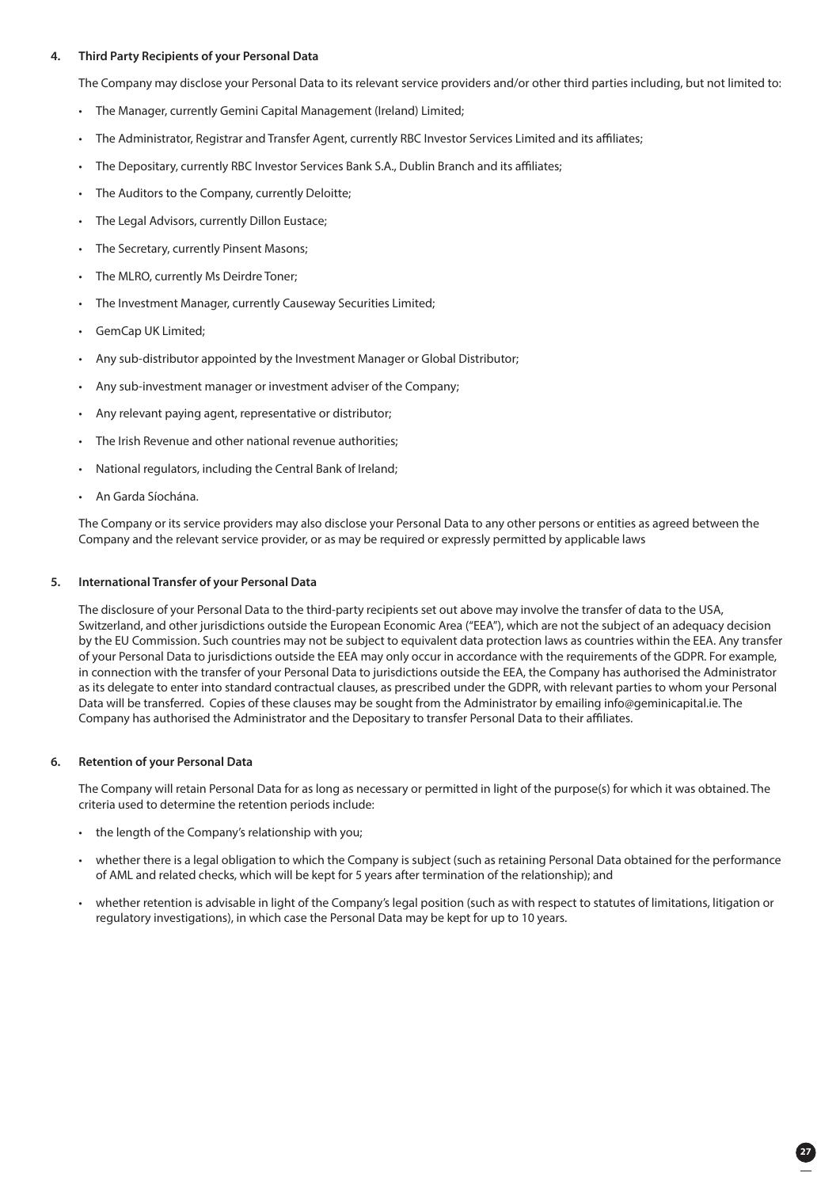**4. Third Party Recipients of your Personal Data**

The Company may disclose your Personal Data to its relevant service providers and/or other third parties including, but not limited to:

- The Manager, currently Gemini Capital Management (Ireland) Limited;
- The Administrator, Registrar and Transfer Agent, currently RBC Investor Services Limited and its affiliates;
- The Depositary, currently RBC Investor Services Bank S.A., Dublin Branch and its affiliates;
- The Auditors to the Company, currently Deloitte;
- The Legal Advisors, currently Dillon Eustace;
- The Secretary, currently Pinsent Masons;
- The MLRO, currently Ms Deirdre Toner;
- The Investment Manager, currently Causeway Securities Limited;
- GemCap UK Limited;
- Any sub-distributor appointed by the Investment Manager or Global Distributor;
- Any sub-investment manager or investment adviser of the Company;
- Any relevant paying agent, representative or distributor;
- The Irish Revenue and other national revenue authorities;
- National regulators, including the Central Bank of Ireland;
- An Garda Síochána.

The Company or its service providers may also disclose your Personal Data to any other persons or entities as agreed between the Company and the relevant service provider, or as may be required or expressly permitted by applicable laws

**5. International Transfer of your Personal Data**

The disclosure of your Personal Data to the third-party recipients set out above may involve the transfer of data to the USA, Switzerland, and other jurisdictions outside the European Economic Area ("EEA"), which are not the subject of an adequacy decision by the EU Commission. Such countries may not be subject to equivalent data protection laws as countries within the EEA. Any transfer of your Personal Data to jurisdictions outside the EEA may only occur in accordance with the requirements of the GDPR. For example, in connection with the transfer of your Personal Data to jurisdictions outside the EEA, the Company has authorised the Administrator as its delegate to enter into standard contractual clauses, as prescribed under the GDPR, with relevant parties to whom your Personal Data will be transferred. Copies of these clauses may be sought from the Administrator by emailing info@geminicapital.ie. The Company has authorised the Administrator and the Depositary to transfer Personal Data to their affiliates.

**6. Retention of your Personal Data**

The Company will retain Personal Data for as long as necessary or permitted in light of the purpose(s) for which it was obtained. The criteria used to determine the retention periods include:

- the length of the Company's relationship with you;
- whether there is a legal obligation to which the Company is subject (such as retaining Personal Data obtained for the performance of AML and related checks, which will be kept for 5 years after termination of the relationship); and
- whether retention is advisable in light of the Company's legal position (such as with respect to statutes of limitations, litigation or regulatory investigations), in which case the Personal Data may be kept for up to 10 years.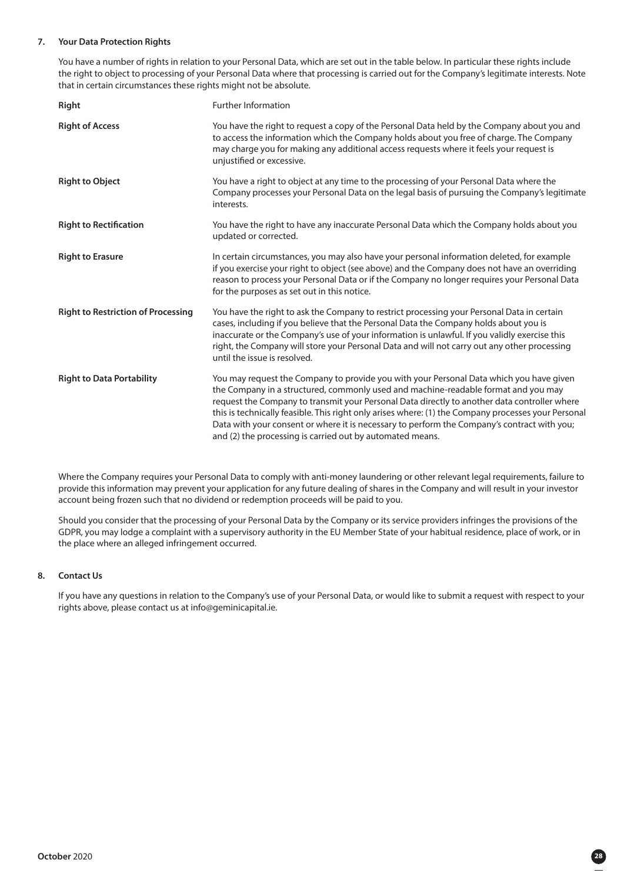## 7. Your Data Protection Rights

You have a number of rights in relation to your Personal Data, which are set out in the table below. In particular these rights include the right to object to processing of your Personal Data where that processing is carried out for the Company's legitimate interests. Note that in certain circumstances these rights might not be absolute.

| Right | Further Information |
|---|---|
| **Right of Access** | You have the right to request a copy of the Personal Data held by the Company about you and to access the information which the Company holds about you free of charge. The Company may charge you for making any additional access requests where it feels your request is unjustified or excessive. |
| **Right to Object** | You have a right to object at any time to the processing of your Personal Data where the Company processes your Personal Data on the legal basis of pursuing the Company's legitimate interests. |
| **Right to Rectification** | You have the right to have any inaccurate Personal Data which the Company holds about you updated or corrected. |
| **Right to Erasure** | In certain circumstances, you may also have your personal information deleted, for example if you exercise your right to object (see above) and the Company does not have an overriding reason to process your Personal Data or if the Company no longer requires your Personal Data for the purposes as set out in this notice. |
| **Right to Restriction of Processing** | You have the right to ask the Company to restrict processing your Personal Data in certain cases, including if you believe that the Personal Data the Company holds about you is inaccurate or the Company's use of your information is unlawful. If you validly exercise this right, the Company will store your Personal Data and will not carry out any other processing until the issue is resolved. |
| **Right to Data Portability** | You may request the Company to provide you with your Personal Data which you have given the Company in a structured, commonly used and machine-readable format and you may request the Company to transmit your Personal Data directly to another data controller where this is technically feasible. This right only arises where: (1) the Company processes your Personal Data with your consent or where it is necessary to perform the Company's contract with you; and (2) the processing is carried out by automated means. |

Where the Company requires your Personal Data to comply with anti-money laundering or other relevant legal requirements, failure to provide this information may prevent your application for any future dealing of shares in the Company and will result in your investor account being frozen such that no dividend or redemption proceeds will be paid to you.

Should you consider that the processing of your Personal Data by the Company or its service providers infringes the provisions of the GDPR, you may lodge a complaint with a supervisory authority in the EU Member State of your habitual residence, place of work, or in the place where an alleged infringement occurred.

## 8. Contact Us

If you have any questions in relation to the Company's use of your Personal Data, or would like to submit a request with respect to your rights above, please contact us at info@geminicapital.ie.

**October** 2020